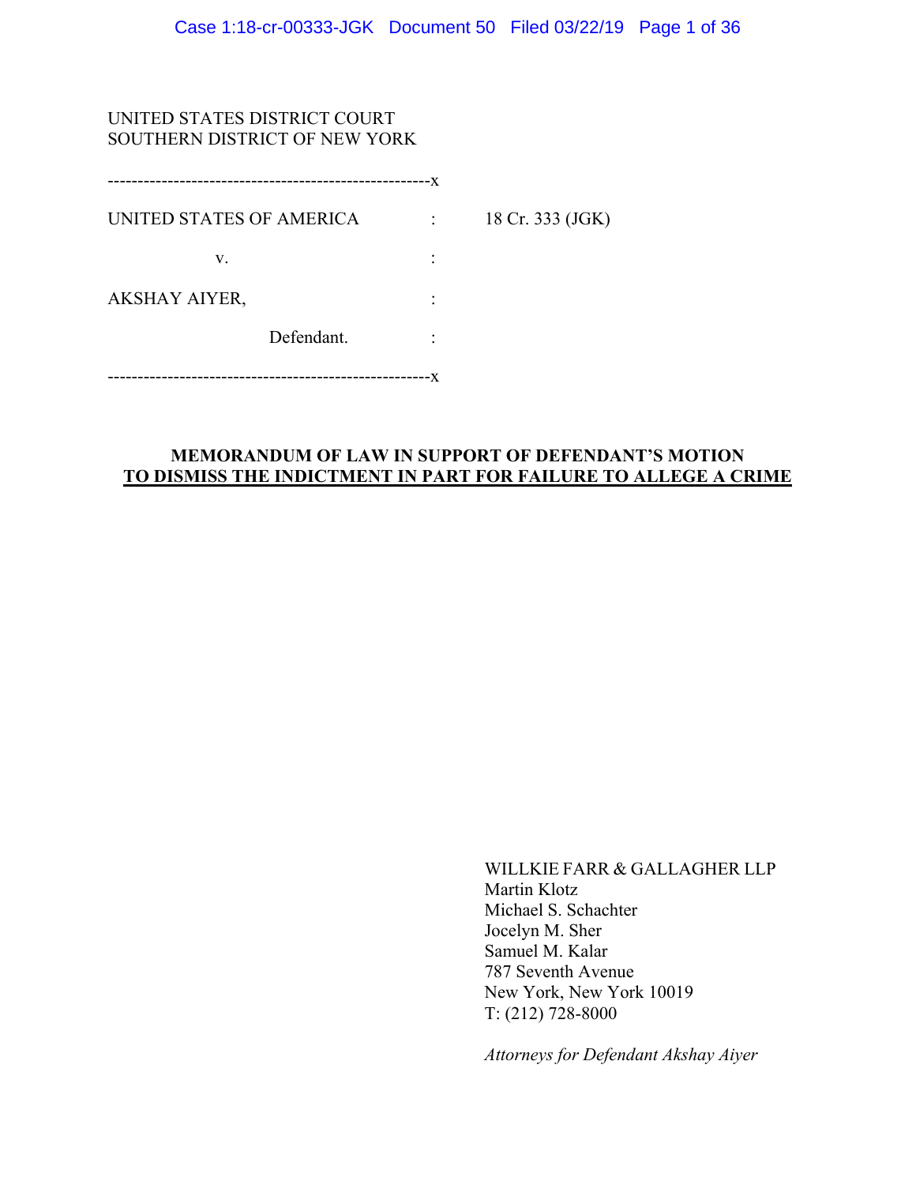UNITED STATES DISTRICT COURT
SOUTHERN DISTRICT OF NEW YORK

------------------------------------------------------x

| | | |
|---|---|---|
| UNITED STATES OF AMERICA | : | 18 Cr. 333 (JGK) |
| v. | : | |
| AKSHAY AIYER, | : | |
| Defendant. | : | |

------------------------------------------------------x

**MEMORANDUM OF LAW IN SUPPORT OF DEFENDANT'S MOTION TO DISMISS THE INDICTMENT IN PART FOR FAILURE TO ALLEGE A CRIME**

WILLKIE FARR & GALLAGHER LLP
Martin Klotz
Michael S. Schachter
Jocelyn M. Sher
Samuel M. Kalar
787 Seventh Avenue
New York, New York 10019
T: (212) 728-8000

*Attorneys for Defendant Akshay Aiyer*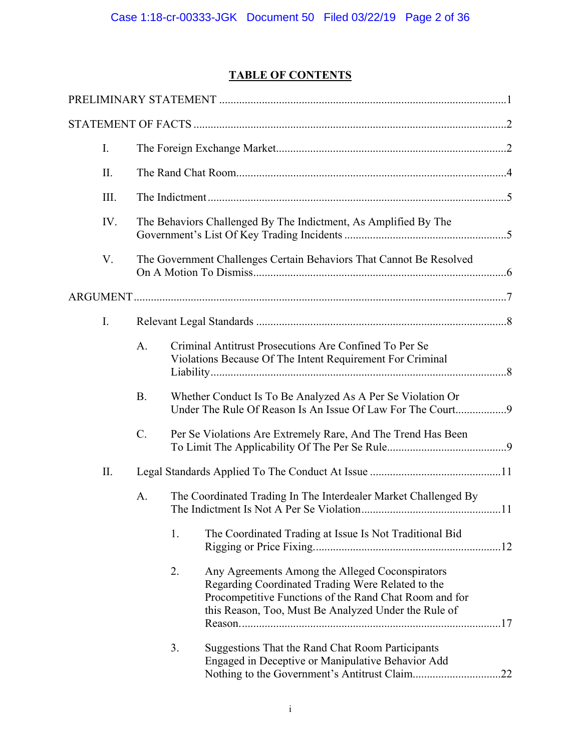# TABLE OF CONTENTS

PRELIMINARY STATEMENT ..... 1

STATEMENT OF FACTS ..... 2

- I. The Foreign Exchange Market ..... 2
- II. The Rand Chat Room ..... 4
- III. The Indictment ..... 5
- IV. The Behaviors Challenged By The Indictment, As Amplified By The Government's List Of Key Trading Incidents ..... 5
- V. The Government Challenges Certain Behaviors That Cannot Be Resolved On A Motion To Dismiss ..... 6

ARGUMENT ..... 7

- I. Relevant Legal Standards ..... 8
  - A. Criminal Antitrust Prosecutions Are Confined To Per Se Violations Because Of The Intent Requirement For Criminal Liability ..... 8
  - B. Whether Conduct Is To Be Analyzed As A Per Se Violation Or Under The Rule Of Reason Is An Issue Of Law For The Court ..... 9
  - C. Per Se Violations Are Extremely Rare, And The Trend Has Been To Limit The Applicability Of The Per Se Rule ..... 9
- II. Legal Standards Applied To The Conduct At Issue ..... 11
  - A. The Coordinated Trading In The Interdealer Market Challenged By The Indictment Is Not A Per Se Violation ..... 11
    1. The Coordinated Trading at Issue Is Not Traditional Bid Rigging or Price Fixing ..... 12
    2. Any Agreements Among the Alleged Coconspirators Regarding Coordinated Trading Were Related to the Procompetitive Functions of the Rand Chat Room and for this Reason, Too, Must Be Analyzed Under the Rule of Reason ..... 17
    3. Suggestions That the Rand Chat Room Participants Engaged in Deceptive or Manipulative Behavior Add Nothing to the Government's Antitrust Claim ..... 22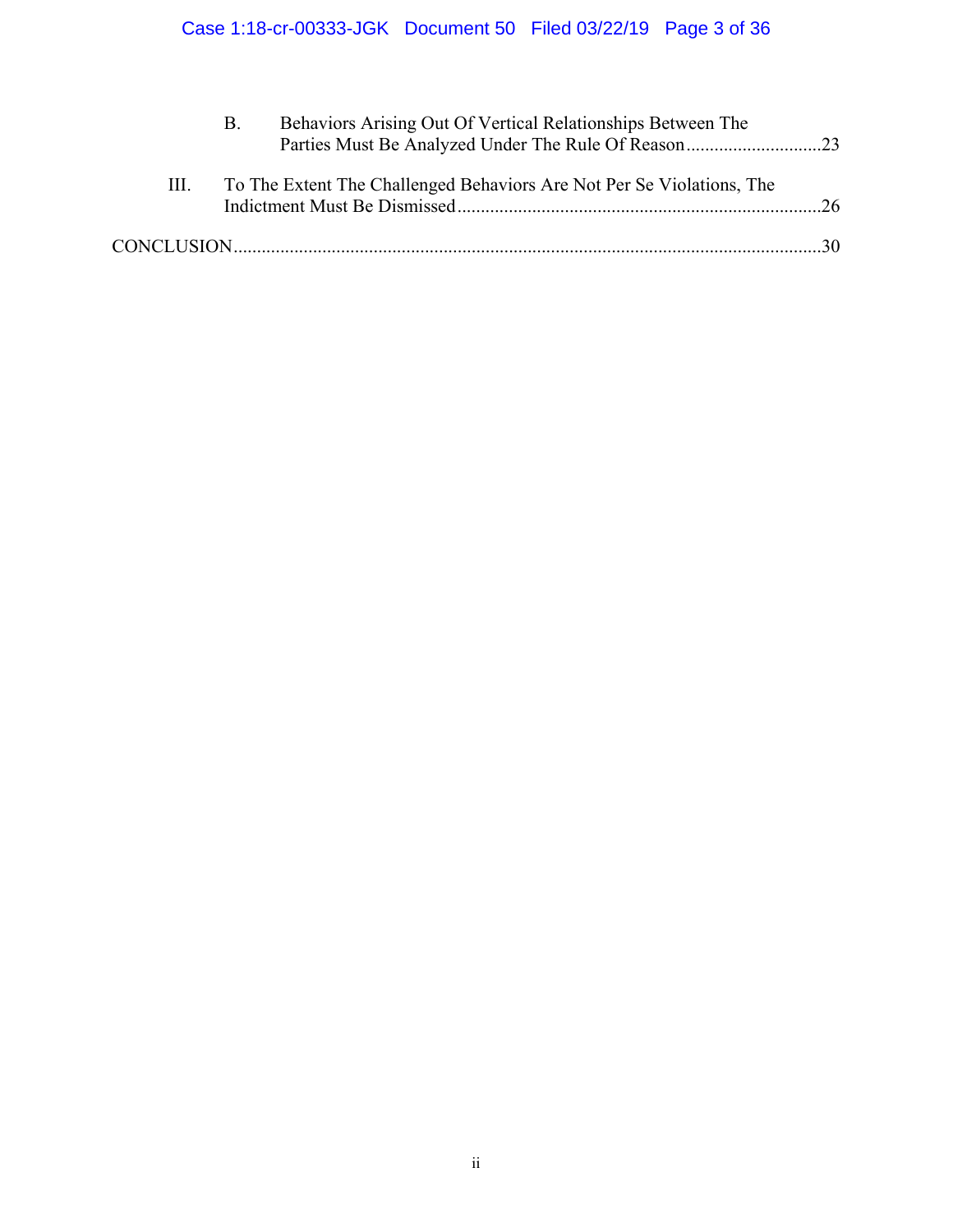B. Behaviors Arising Out Of Vertical Relationships Between The Parties Must Be Analyzed Under The Rule Of Reason ............................. 23

III. To The Extent The Challenged Behaviors Are Not Per Se Violations, The Indictment Must Be Dismissed ............................................................................ 26

CONCLUSION ............................................................................................................... 30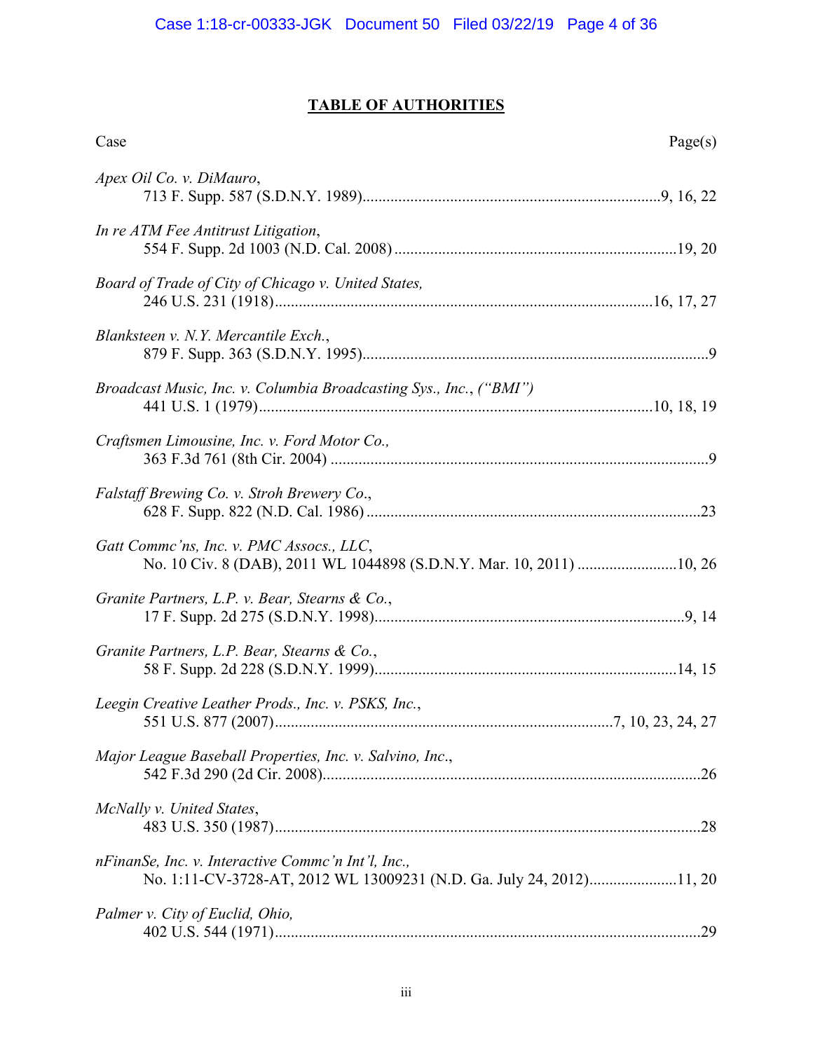# TABLE OF AUTHORITIES

| Case | Page(s) |
| --- | --- |
| *Apex Oil Co. v. DiMauro*, 713 F. Supp. 587 (S.D.N.Y. 1989) | 9, 16, 22 |
| *In re ATM Fee Antitrust Litigation*, 554 F. Supp. 2d 1003 (N.D. Cal. 2008) | 19, 20 |
| *Board of Trade of City of Chicago v. United States,* 246 U.S. 231 (1918) | 16, 17, 27 |
| *Blanksteen v. N.Y. Mercantile Exch.*, 879 F. Supp. 363 (S.D.N.Y. 1995) | 9 |
| *Broadcast Music, Inc. v. Columbia Broadcasting Sys., Inc.*, *("BMI")* 441 U.S. 1 (1979) | 10, 18, 19 |
| *Craftsmen Limousine, Inc. v. Ford Motor Co.,* 363 F.3d 761 (8th Cir. 2004) | 9 |
| *Falstaff Brewing Co. v. Stroh Brewery Co*., 628 F. Supp. 822 (N.D. Cal. 1986) | 23 |
| *Gatt Commc'ns, Inc. v. PMC Assocs., LLC*, No. 10 Civ. 8 (DAB), 2011 WL 1044898 (S.D.N.Y. Mar. 10, 2011) | 10, 26 |
| *Granite Partners, L.P. v. Bear, Stearns & Co.*, 17 F. Supp. 2d 275 (S.D.N.Y. 1998) | 9, 14 |
| *Granite Partners, L.P. Bear, Stearns & Co.*, 58 F. Supp. 2d 228 (S.D.N.Y. 1999) | 14, 15 |
| *Leegin Creative Leather Prods., Inc. v. PSKS, Inc.*, 551 U.S. 877 (2007) | 7, 10, 23, 24, 27 |
| *Major League Baseball Properties, Inc. v. Salvino, Inc*., 542 F.3d 290 (2d Cir. 2008) | 26 |
| *McNally v. United States*, 483 U.S. 350 (1987) | 28 |
| *nFinanSe, Inc. v. Interactive Commc'n Int'l, Inc.,* No. 1:11-CV-3728-AT, 2012 WL 13009231 (N.D. Ga. July 24, 2012) | 11, 20 |
| *Palmer v. City of Euclid, Ohio,* 402 U.S. 544 (1971) | 29 |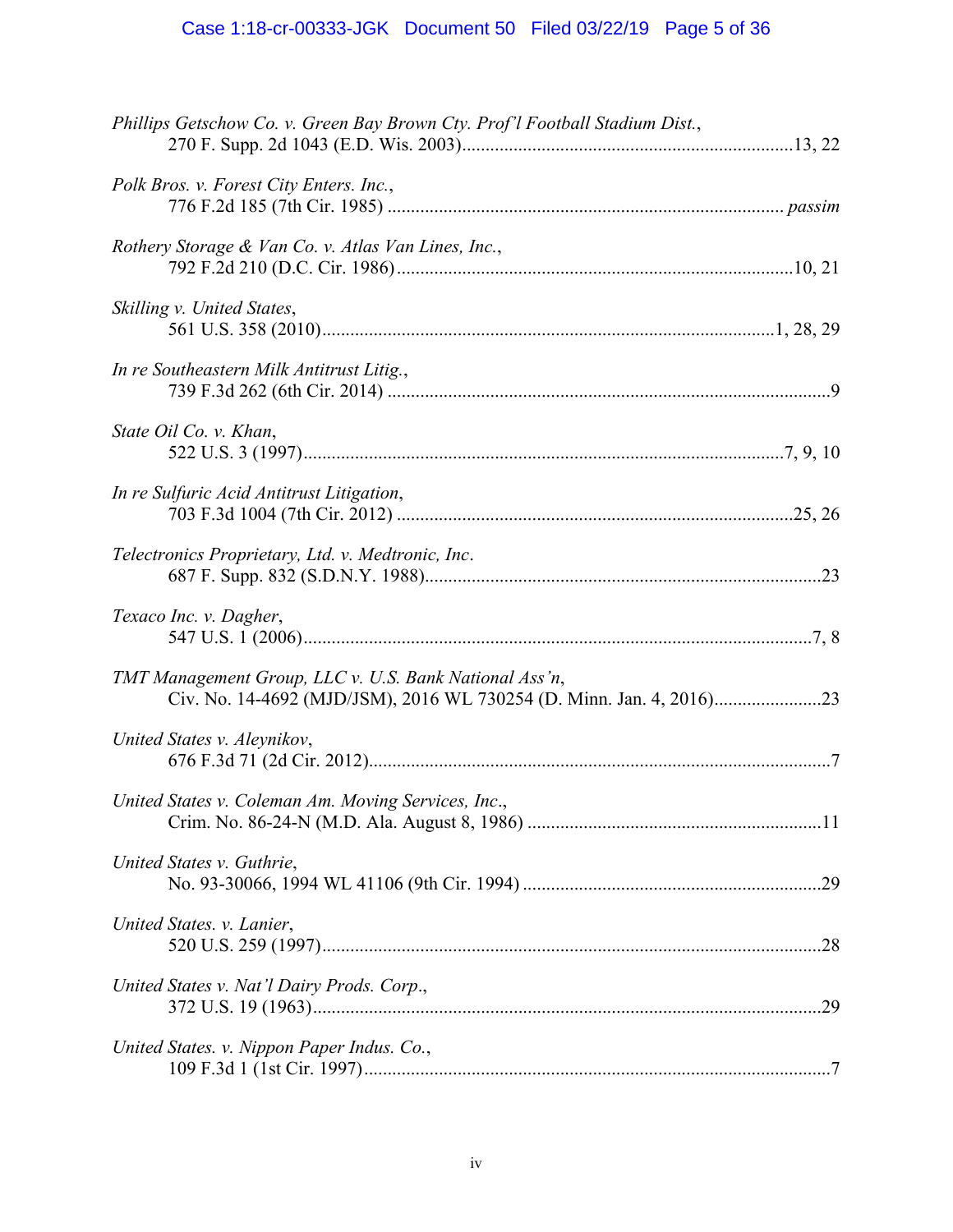*Phillips Getschow Co. v. Green Bay Brown Cty. Prof'l Football Stadium Dist.*,
270 F. Supp. 2d 1043 (E.D. Wis. 2003)........................................................................13, 22

*Polk Bros. v. Forest City Enters. Inc.*,
776 F.2d 185 (7th Cir. 1985) ..................................................................................... *passim*

*Rothery Storage & Van Co. v. Atlas Van Lines, Inc.*,
792 F.2d 210 (D.C. Cir. 1986)......................................................................................10, 21

*Skilling v. United States*,
561 U.S. 358 (2010)..................................................................................................1, 28, 29

*In re Southeastern Milk Antitrust Litig.*,
739 F.3d 262 (6th Cir. 2014) ..................................................................................................9

*State Oil Co. v. Khan*,
522 U.S. 3 (1997)..........................................................................................................7, 9, 10

*In re Sulfuric Acid Antitrust Litigation*,
703 F.3d 1004 (7th Cir. 2012) .....................................................................................25, 26

*Telectronics Proprietary, Ltd. v. Medtronic, Inc*.
687 F. Supp. 832 (S.D.N.Y. 1988).......................................................................................23

*Texaco Inc. v. Dagher*,
547 U.S. 1 (2006).................................................................................................................7, 8

*TMT Management Group, LLC v. U.S. Bank National Ass'n*,
Civ. No. 14-4692 (MJD/JSM), 2016 WL 730254 (D. Minn. Jan. 4, 2016)......................23

*United States v. Aleynikov*,
676 F.3d 71 (2d Cir. 2012).......................................................................................................7

*United States v. Coleman Am. Moving Services, Inc*.,
Crim. No. 86-24-N (M.D. Ala. August 8, 1986) ...............................................................11

*United States v. Guthrie*,
No. 93-30066, 1994 WL 41106 (9th Cir. 1994) ................................................................29

*United States. v. Lanier*,
520 U.S. 259 (1997)..............................................................................................................28

*United States v. Nat'l Dairy Prods. Corp*.,
372 U.S. 19 (1963)................................................................................................................29

*United States. v. Nippon Paper Indus. Co.*,
109 F.3d 1 (1st Cir. 1997).......................................................................................................7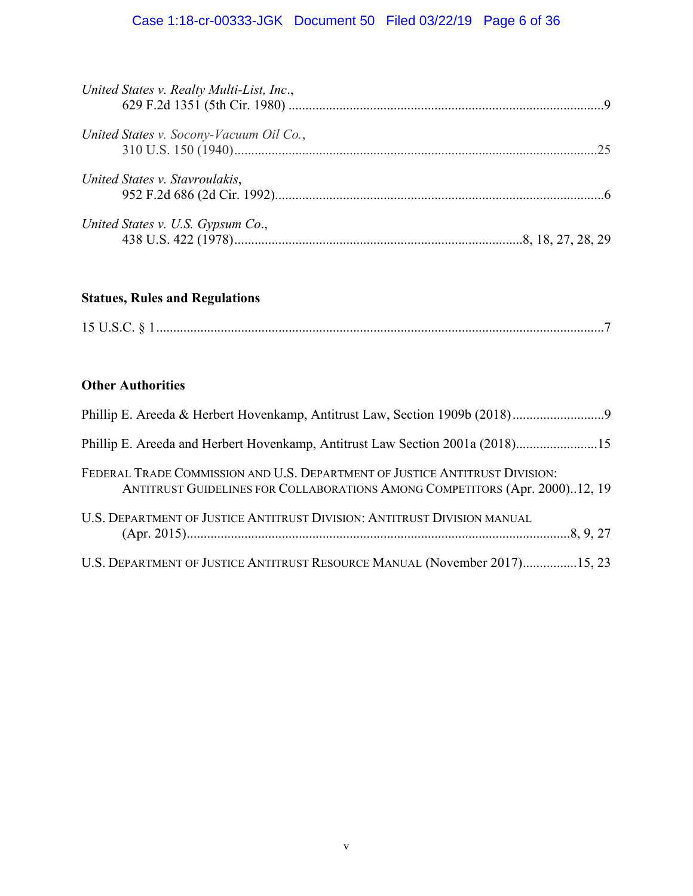*United States v. Realty Multi-List, Inc.*,
629 F.2d 1351 (5th Cir. 1980) ............................................................................................9

*United States v. Socony-Vacuum Oil Co.*,
310 U.S. 150 (1940)..........................................................................................................25

*United States v. Stavroulakis*,
952 F.2d 686 (2d Cir. 1992)................................................................................................6

*United States v. U.S. Gypsum Co.*,
438 U.S. 422 (1978)....................................................................................8, 18, 27, 28, 29

**Statues, Rules and Regulations**

15 U.S.C. § 1...................................................................................................................................7

**Other Authorities**

Phillip E. Areeda & Herbert Hovenkamp, Antitrust Law, Section 1909b (2018)...........................9

Phillip E. Areeda and Herbert Hovenkamp, Antitrust Law Section 2001a (2018)........................15

FEDERAL TRADE COMMISSION AND U.S. DEPARTMENT OF JUSTICE ANTITRUST DIVISION: ANTITRUST GUIDELINES FOR COLLABORATIONS AMONG COMPETITORS (Apr. 2000)..12, 19

U.S. DEPARTMENT OF JUSTICE ANTITRUST DIVISION: ANTITRUST DIVISION MANUAL (Apr. 2015)...............................................................................................................8, 9, 27

U.S. DEPARTMENT OF JUSTICE ANTITRUST RESOURCE MANUAL (November 2017)................15, 23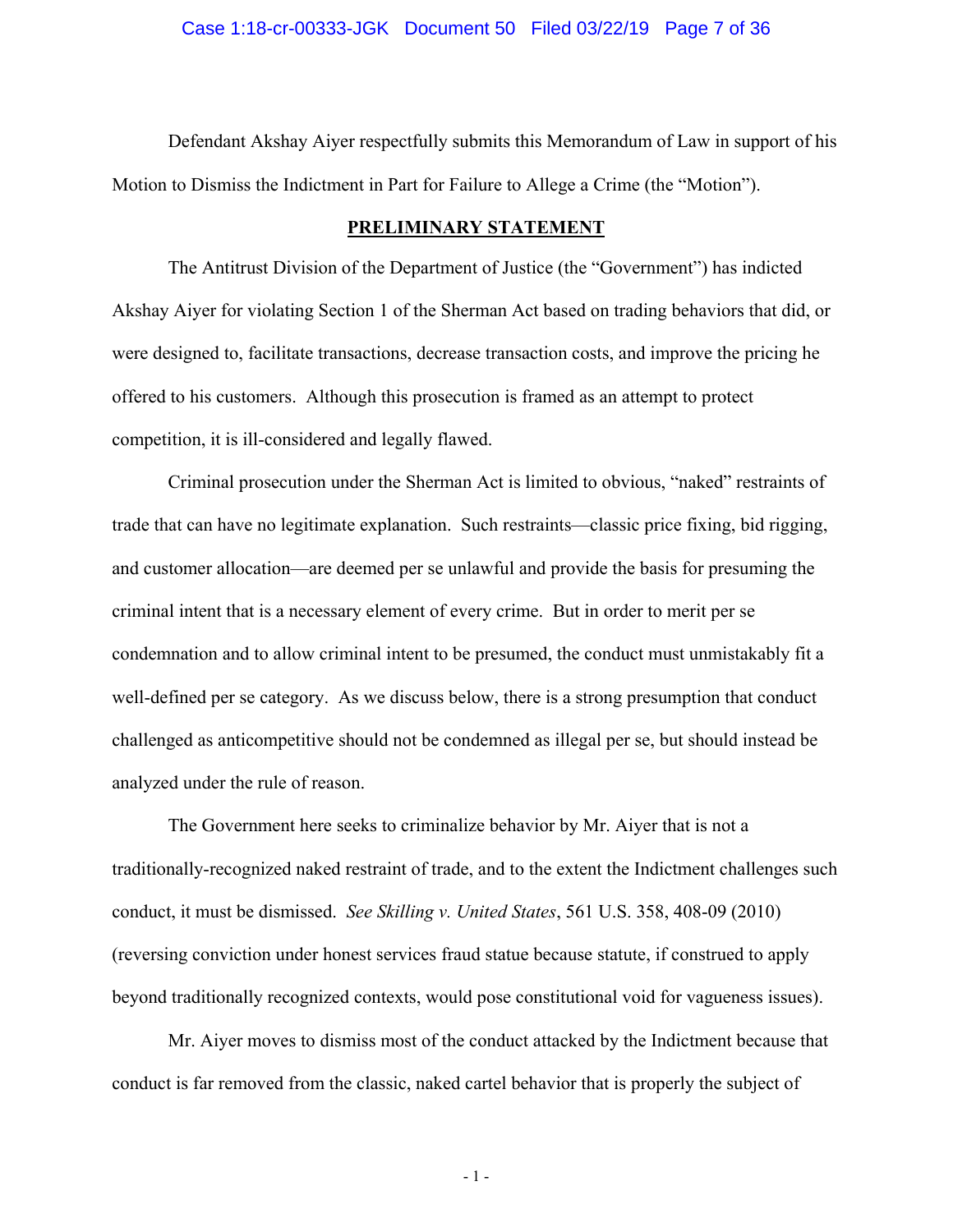Defendant Akshay Aiyer respectfully submits this Memorandum of Law in support of his Motion to Dismiss the Indictment in Part for Failure to Allege a Crime (the "Motion").

## PRELIMINARY STATEMENT

The Antitrust Division of the Department of Justice (the "Government") has indicted Akshay Aiyer for violating Section 1 of the Sherman Act based on trading behaviors that did, or were designed to, facilitate transactions, decrease transaction costs, and improve the pricing he offered to his customers. Although this prosecution is framed as an attempt to protect competition, it is ill-considered and legally flawed.

Criminal prosecution under the Sherman Act is limited to obvious, "naked" restraints of trade that can have no legitimate explanation. Such restraints—classic price fixing, bid rigging, and customer allocation—are deemed per se unlawful and provide the basis for presuming the criminal intent that is a necessary element of every crime. But in order to merit per se condemnation and to allow criminal intent to be presumed, the conduct must unmistakably fit a well-defined per se category. As we discuss below, there is a strong presumption that conduct challenged as anticompetitive should not be condemned as illegal per se, but should instead be analyzed under the rule of reason.

The Government here seeks to criminalize behavior by Mr. Aiyer that is not a traditionally-recognized naked restraint of trade, and to the extent the Indictment challenges such conduct, it must be dismissed. *See Skilling v. United States*, 561 U.S. 358, 408-09 (2010) (reversing conviction under honest services fraud statue because statute, if construed to apply beyond traditionally recognized contexts, would pose constitutional void for vagueness issues).

Mr. Aiyer moves to dismiss most of the conduct attacked by the Indictment because that conduct is far removed from the classic, naked cartel behavior that is properly the subject of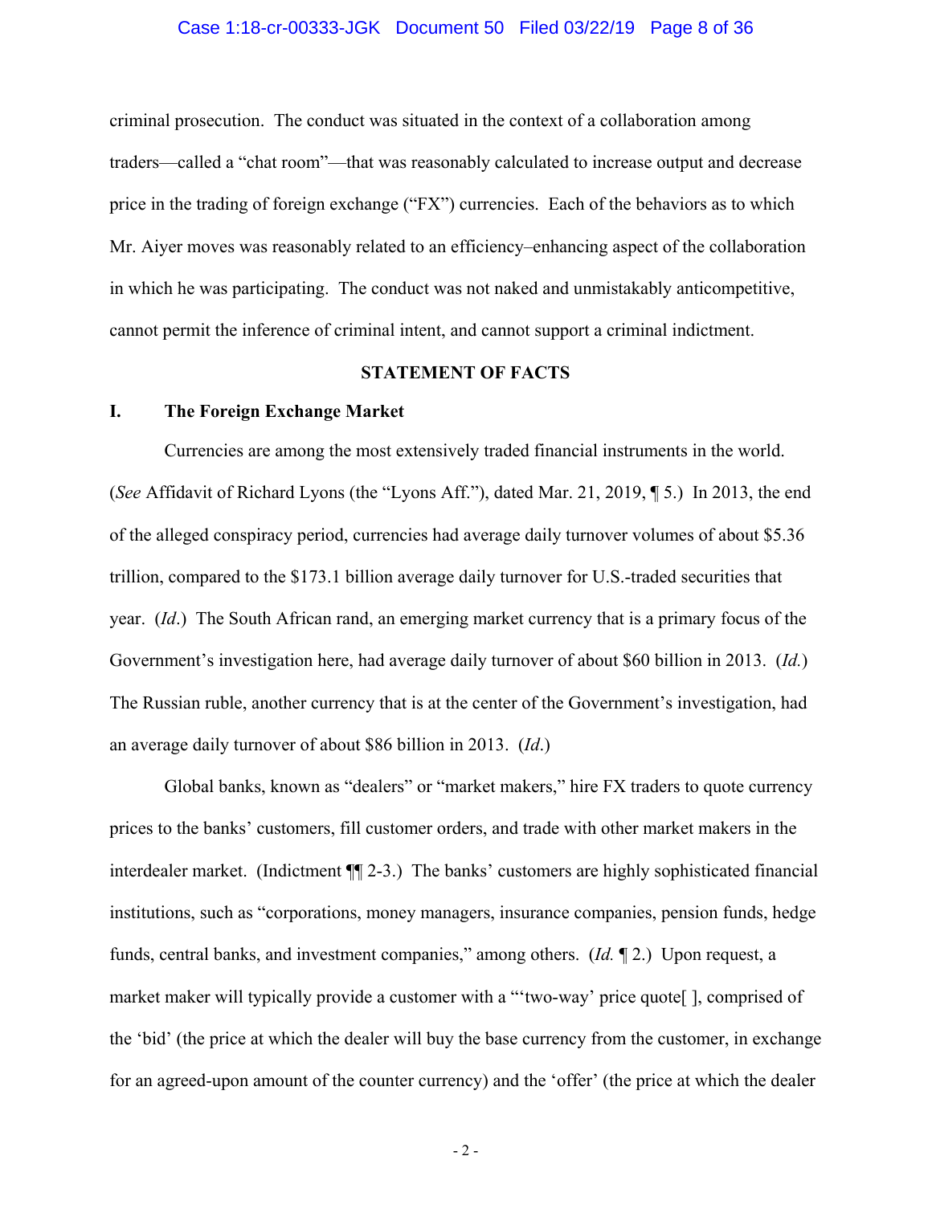criminal prosecution. The conduct was situated in the context of a collaboration among traders—called a "chat room"—that was reasonably calculated to increase output and decrease price in the trading of foreign exchange ("FX") currencies. Each of the behaviors as to which Mr. Aiyer moves was reasonably related to an efficiency–enhancing aspect of the collaboration in which he was participating. The conduct was not naked and unmistakably anticompetitive, cannot permit the inference of criminal intent, and cannot support a criminal indictment.

## STATEMENT OF FACTS

### I. The Foreign Exchange Market

Currencies are among the most extensively traded financial instruments in the world. (*See* Affidavit of Richard Lyons (the "Lyons Aff."), dated Mar. 21, 2019, ¶ 5.) In 2013, the end of the alleged conspiracy period, currencies had average daily turnover volumes of about $5.36 trillion, compared to the $173.1 billion average daily turnover for U.S.-traded securities that year. (*Id*.) The South African rand, an emerging market currency that is a primary focus of the Government's investigation here, had average daily turnover of about $60 billion in 2013. (*Id.*) The Russian ruble, another currency that is at the center of the Government's investigation, had an average daily turnover of about $86 billion in 2013. (*Id*.)

Global banks, known as "dealers" or "market makers," hire FX traders to quote currency prices to the banks' customers, fill customer orders, and trade with other market makers in the interdealer market. (Indictment ¶¶ 2-3.) The banks' customers are highly sophisticated financial institutions, such as "corporations, money managers, insurance companies, pension funds, hedge funds, central banks, and investment companies," among others. (*Id.* ¶ 2.) Upon request, a market maker will typically provide a customer with a "'two-way' price quote[ ], comprised of the 'bid' (the price at which the dealer will buy the base currency from the customer, in exchange for an agreed-upon amount of the counter currency) and the 'offer' (the price at which the dealer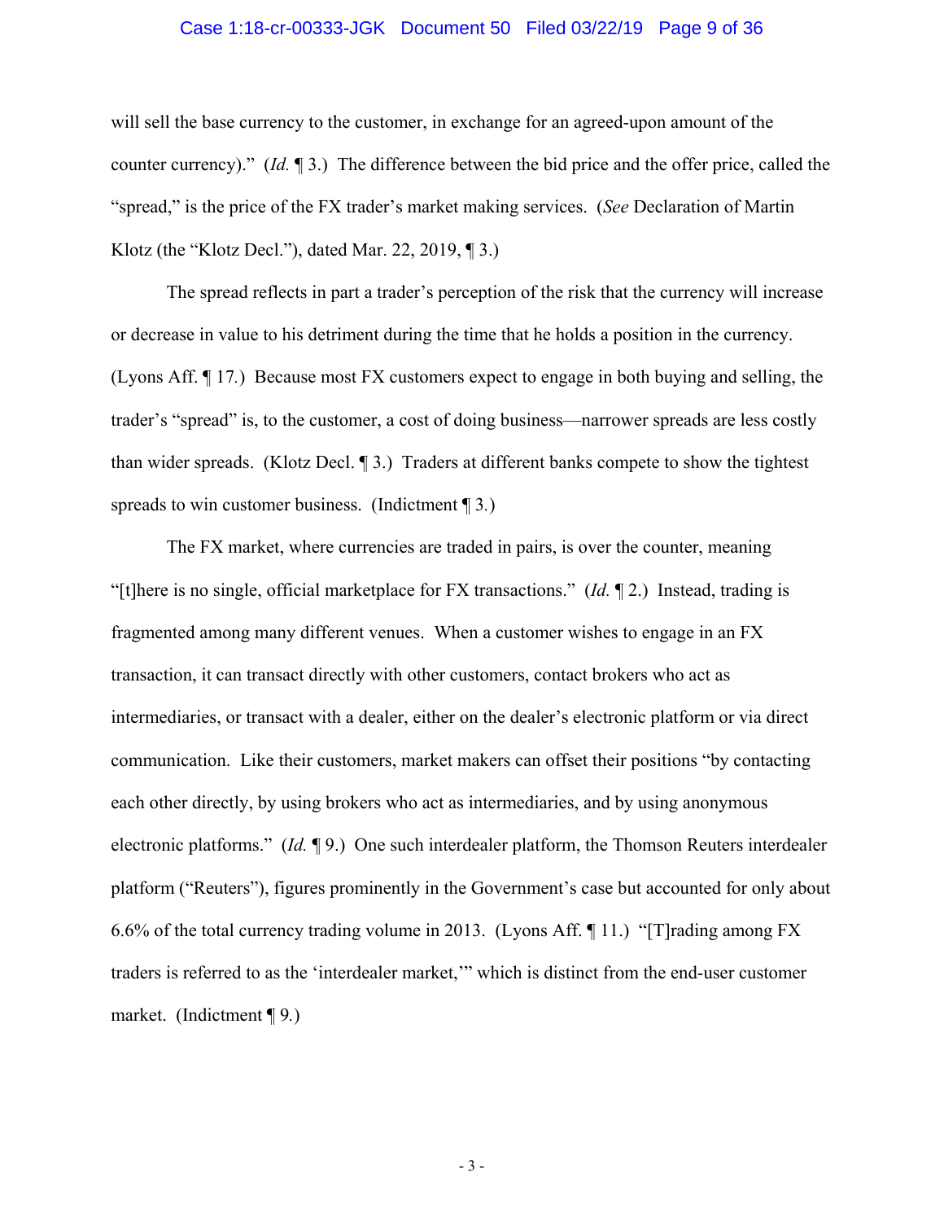will sell the base currency to the customer, in exchange for an agreed-upon amount of the counter currency)." (*Id.* ¶ 3.) The difference between the bid price and the offer price, called the "spread," is the price of the FX trader's market making services. (*See* Declaration of Martin Klotz (the "Klotz Decl."), dated Mar. 22, 2019, ¶ 3.)

The spread reflects in part a trader's perception of the risk that the currency will increase or decrease in value to his detriment during the time that he holds a position in the currency. (Lyons Aff. ¶ 17.) Because most FX customers expect to engage in both buying and selling, the trader's "spread" is, to the customer, a cost of doing business—narrower spreads are less costly than wider spreads. (Klotz Decl. ¶ 3.) Traders at different banks compete to show the tightest spreads to win customer business. (Indictment ¶ 3.)

The FX market, where currencies are traded in pairs, is over the counter, meaning "[t]here is no single, official marketplace for FX transactions." (*Id.* ¶ 2.) Instead, trading is fragmented among many different venues. When a customer wishes to engage in an FX transaction, it can transact directly with other customers, contact brokers who act as intermediaries, or transact with a dealer, either on the dealer's electronic platform or via direct communication. Like their customers, market makers can offset their positions "by contacting each other directly, by using brokers who act as intermediaries, and by using anonymous electronic platforms." (*Id.* ¶ 9.) One such interdealer platform, the Thomson Reuters interdealer platform ("Reuters"), figures prominently in the Government's case but accounted for only about 6.6% of the total currency trading volume in 2013. (Lyons Aff. ¶ 11.) "[T]rading among FX traders is referred to as the 'interdealer market,'" which is distinct from the end-user customer market. (Indictment ¶ 9.)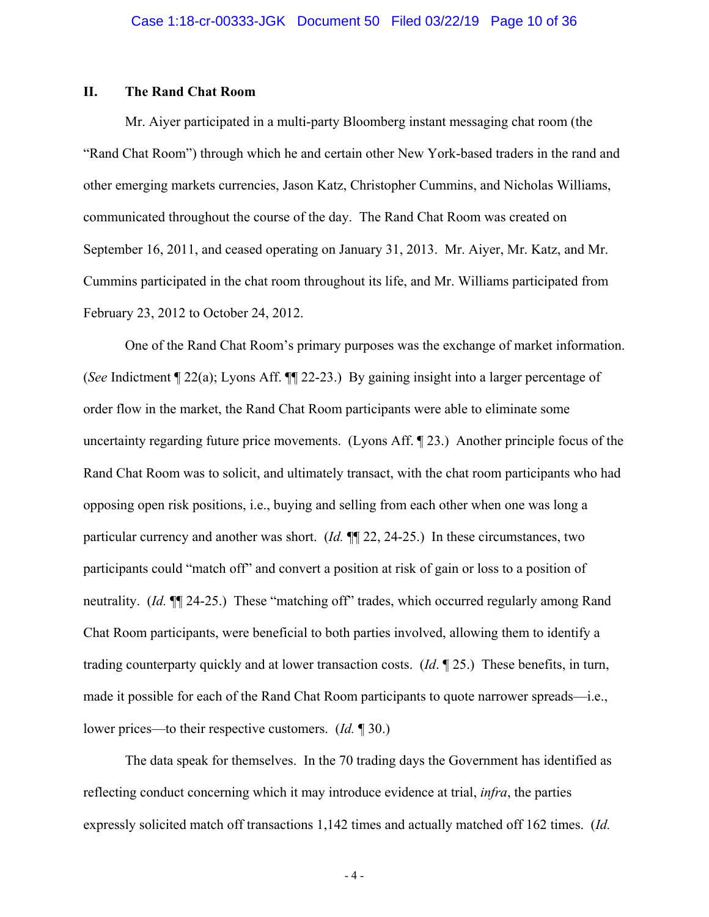## II. The Rand Chat Room

Mr. Aiyer participated in a multi-party Bloomberg instant messaging chat room (the "Rand Chat Room") through which he and certain other New York-based traders in the rand and other emerging markets currencies, Jason Katz, Christopher Cummins, and Nicholas Williams, communicated throughout the course of the day. The Rand Chat Room was created on September 16, 2011, and ceased operating on January 31, 2013. Mr. Aiyer, Mr. Katz, and Mr. Cummins participated in the chat room throughout its life, and Mr. Williams participated from February 23, 2012 to October 24, 2012.

One of the Rand Chat Room's primary purposes was the exchange of market information. (*See* Indictment ¶ 22(a); Lyons Aff. ¶¶ 22-23.) By gaining insight into a larger percentage of order flow in the market, the Rand Chat Room participants were able to eliminate some uncertainty regarding future price movements. (Lyons Aff. ¶ 23.) Another principle focus of the Rand Chat Room was to solicit, and ultimately transact, with the chat room participants who had opposing open risk positions, i.e., buying and selling from each other when one was long a particular currency and another was short. (*Id.* ¶¶ 22, 24-25.) In these circumstances, two participants could "match off" and convert a position at risk of gain or loss to a position of neutrality. (*Id.* ¶¶ 24-25.) These "matching off" trades, which occurred regularly among Rand Chat Room participants, were beneficial to both parties involved, allowing them to identify a trading counterparty quickly and at lower transaction costs. (*Id*. ¶ 25.) These benefits, in turn, made it possible for each of the Rand Chat Room participants to quote narrower spreads—i.e., lower prices—to their respective customers. (*Id.* ¶ 30.)

The data speak for themselves. In the 70 trading days the Government has identified as reflecting conduct concerning which it may introduce evidence at trial, *infra*, the parties expressly solicited match off transactions 1,142 times and actually matched off 162 times. (*Id.*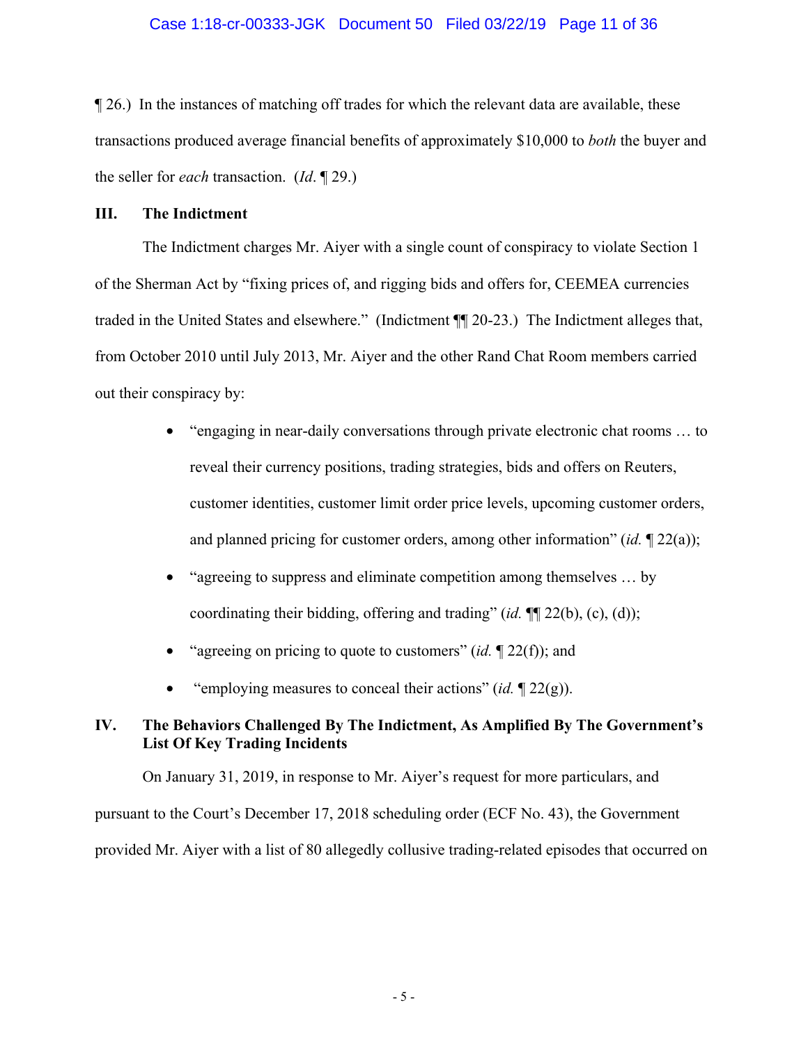¶ 26.) In the instances of matching off trades for which the relevant data are available, these transactions produced average financial benefits of approximately $10,000 to *both* the buyer and the seller for *each* transaction. (*Id*. ¶ 29.)

## III. The Indictment

The Indictment charges Mr. Aiyer with a single count of conspiracy to violate Section 1 of the Sherman Act by "fixing prices of, and rigging bids and offers for, CEEMEA currencies traded in the United States and elsewhere." (Indictment ¶¶ 20-23.) The Indictment alleges that, from October 2010 until July 2013, Mr. Aiyer and the other Rand Chat Room members carried out their conspiracy by:

- "engaging in near-daily conversations through private electronic chat rooms … to reveal their currency positions, trading strategies, bids and offers on Reuters, customer identities, customer limit order price levels, upcoming customer orders, and planned pricing for customer orders, among other information" (*id.* ¶ 22(a));
- "agreeing to suppress and eliminate competition among themselves … by coordinating their bidding, offering and trading" (*id.* ¶¶ 22(b), (c), (d));
- "agreeing on pricing to quote to customers" (*id.* ¶ 22(f)); and
- "employing measures to conceal their actions" (*id.* ¶ 22(g)).

## IV. The Behaviors Challenged By The Indictment, As Amplified By The Government's List Of Key Trading Incidents

On January 31, 2019, in response to Mr. Aiyer's request for more particulars, and pursuant to the Court's December 17, 2018 scheduling order (ECF No. 43), the Government provided Mr. Aiyer with a list of 80 allegedly collusive trading-related episodes that occurred on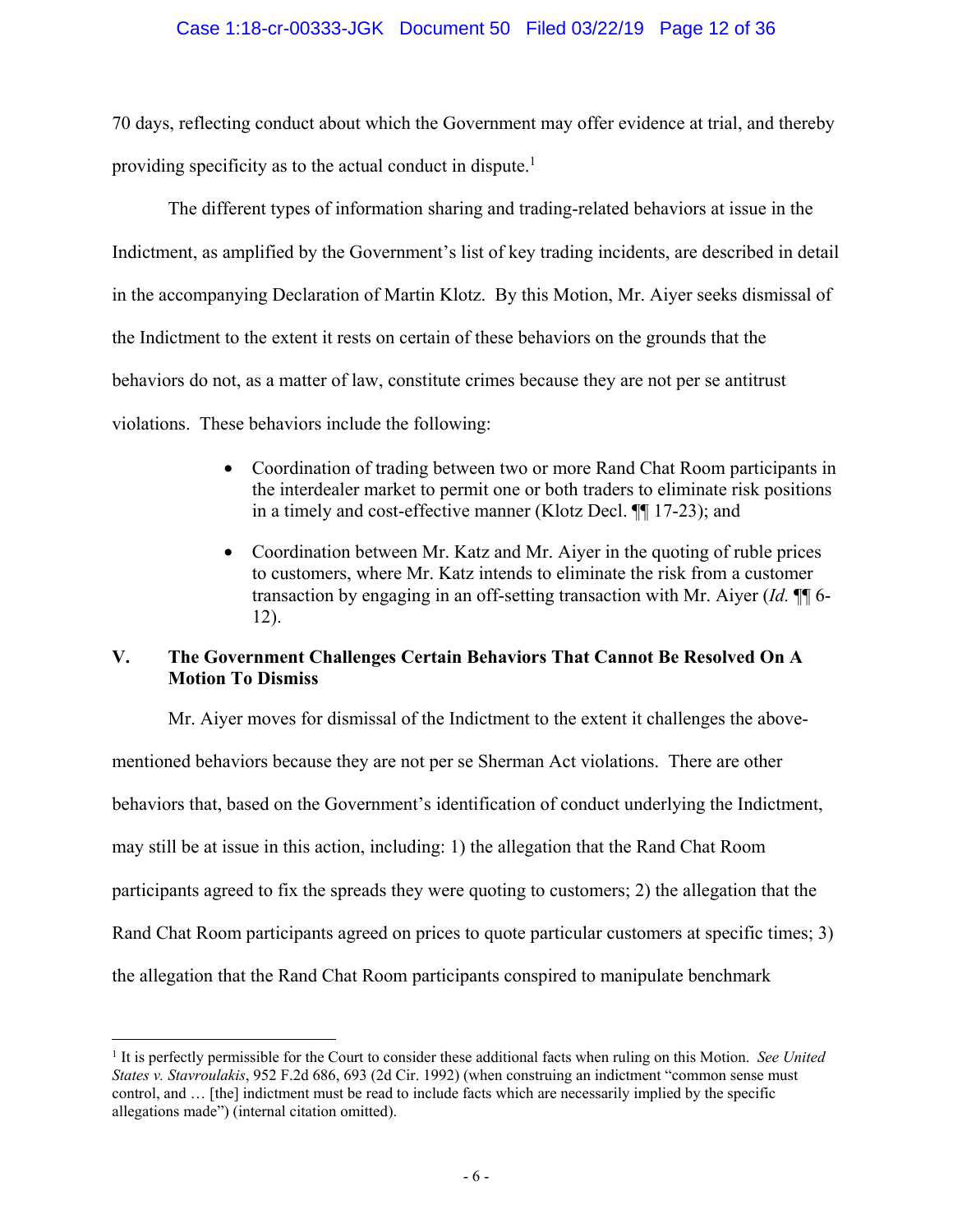70 days, reflecting conduct about which the Government may offer evidence at trial, and thereby providing specificity as to the actual conduct in dispute.[1]

The different types of information sharing and trading-related behaviors at issue in the Indictment, as amplified by the Government's list of key trading incidents, are described in detail in the accompanying Declaration of Martin Klotz. By this Motion, Mr. Aiyer seeks dismissal of the Indictment to the extent it rests on certain of these behaviors on the grounds that the behaviors do not, as a matter of law, constitute crimes because they are not per se antitrust violations. These behaviors include the following:

- Coordination of trading between two or more Rand Chat Room participants in the interdealer market to permit one or both traders to eliminate risk positions in a timely and cost-effective manner (Klotz Decl. ¶¶ 17-23); and
- Coordination between Mr. Katz and Mr. Aiyer in the quoting of ruble prices to customers, where Mr. Katz intends to eliminate the risk from a customer transaction by engaging in an off-setting transaction with Mr. Aiyer (*Id.* ¶¶ 6-12).

## V. The Government Challenges Certain Behaviors That Cannot Be Resolved On A Motion To Dismiss

Mr. Aiyer moves for dismissal of the Indictment to the extent it challenges the above-mentioned behaviors because they are not per se Sherman Act violations. There are other behaviors that, based on the Government's identification of conduct underlying the Indictment, may still be at issue in this action, including: 1) the allegation that the Rand Chat Room participants agreed to fix the spreads they were quoting to customers; 2) the allegation that the Rand Chat Room participants agreed on prices to quote particular customers at specific times; 3) the allegation that the Rand Chat Room participants conspired to manipulate benchmark

---

[1] It is perfectly permissible for the Court to consider these additional facts when ruling on this Motion. *See United States v. Stavroulakis*, 952 F.2d 686, 693 (2d Cir. 1992) (when construing an indictment "common sense must control, and … [the] indictment must be read to include facts which are necessarily implied by the specific allegations made") (internal citation omitted).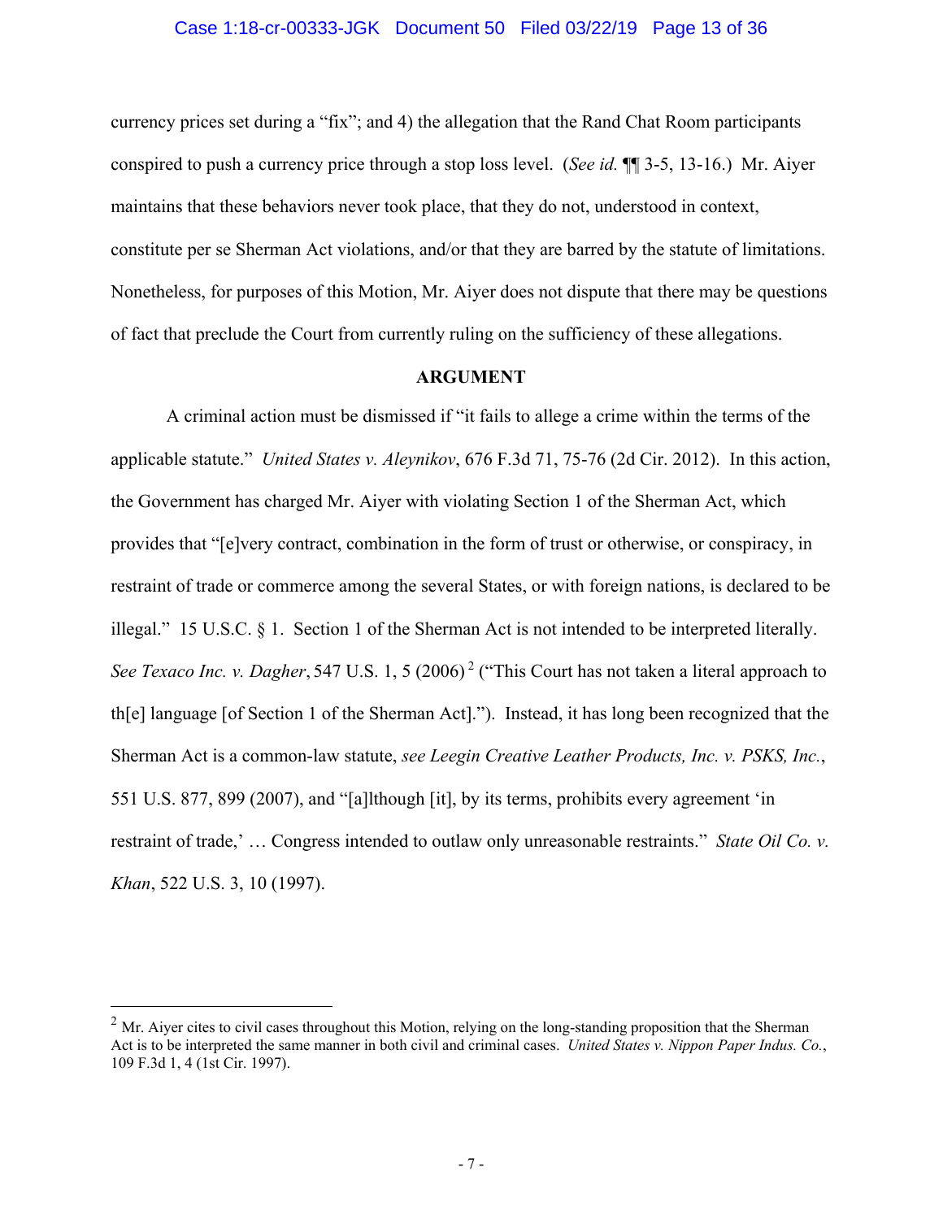currency prices set during a "fix"; and 4) the allegation that the Rand Chat Room participants conspired to push a currency price through a stop loss level. (*See id.* ¶¶ 3-5, 13-16.) Mr. Aiyer maintains that these behaviors never took place, that they do not, understood in context, constitute per se Sherman Act violations, and/or that they are barred by the statute of limitations. Nonetheless, for purposes of this Motion, Mr. Aiyer does not dispute that there may be questions of fact that preclude the Court from currently ruling on the sufficiency of these allegations.

**ARGUMENT**

A criminal action must be dismissed if "it fails to allege a crime within the terms of the applicable statute." *United States v. Aleynikov*, 676 F.3d 71, 75-76 (2d Cir. 2012). In this action, the Government has charged Mr. Aiyer with violating Section 1 of the Sherman Act, which provides that "[e]very contract, combination in the form of trust or otherwise, or conspiracy, in restraint of trade or commerce among the several States, or with foreign nations, is declared to be illegal." 15 U.S.C. § 1. Section 1 of the Sherman Act is not intended to be interpreted literally. *See Texaco Inc. v. Dagher*, 547 U.S. 1, 5 (2006)[2] ("This Court has not taken a literal approach to th[e] language [of Section 1 of the Sherman Act]."). Instead, it has long been recognized that the Sherman Act is a common-law statute, *see Leegin Creative Leather Products, Inc. v. PSKS, Inc.*, 551 U.S. 877, 899 (2007), and "[a]lthough [it], by its terms, prohibits every agreement 'in restraint of trade,' … Congress intended to outlaw only unreasonable restraints." *State Oil Co. v. Khan*, 522 U.S. 3, 10 (1997).

---

[2] Mr. Aiyer cites to civil cases throughout this Motion, relying on the long-standing proposition that the Sherman Act is to be interpreted the same manner in both civil and criminal cases. *United States v. Nippon Paper Indus. Co.*, 109 F.3d 1, 4 (1st Cir. 1997).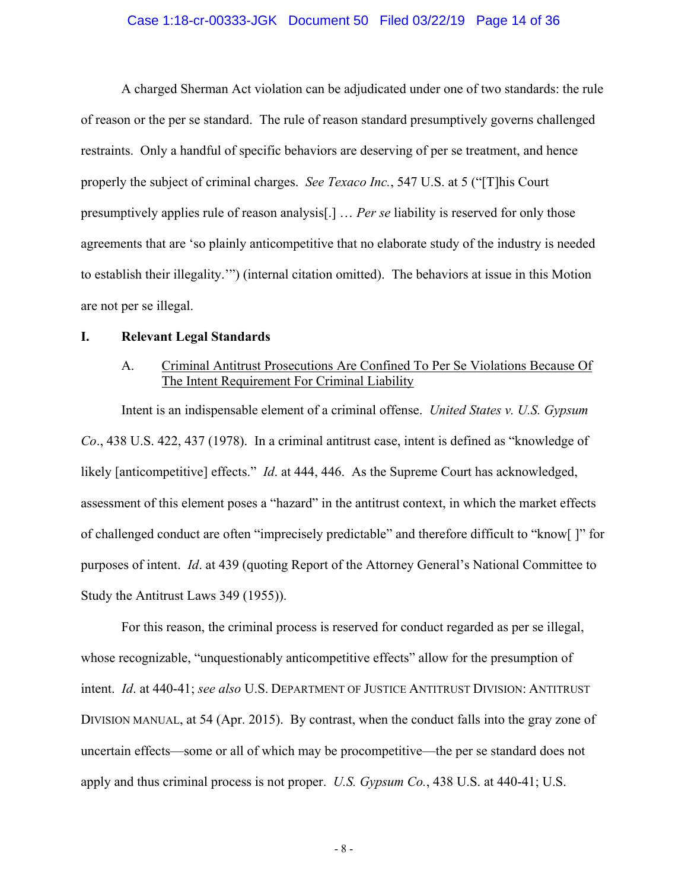A charged Sherman Act violation can be adjudicated under one of two standards: the rule of reason or the per se standard. The rule of reason standard presumptively governs challenged restraints. Only a handful of specific behaviors are deserving of per se treatment, and hence properly the subject of criminal charges. *See Texaco Inc.*, 547 U.S. at 5 ("[T]his Court presumptively applies rule of reason analysis[.] … *Per se* liability is reserved for only those agreements that are 'so plainly anticompetitive that no elaborate study of the industry is needed to establish their illegality.'") (internal citation omitted). The behaviors at issue in this Motion are not per se illegal.

## I. Relevant Legal Standards

### A. Criminal Antitrust Prosecutions Are Confined To Per Se Violations Because Of The Intent Requirement For Criminal Liability

Intent is an indispensable element of a criminal offense. *United States v. U.S. Gypsum Co*., 438 U.S. 422, 437 (1978). In a criminal antitrust case, intent is defined as "knowledge of likely [anticompetitive] effects." *Id*. at 444, 446. As the Supreme Court has acknowledged, assessment of this element poses a "hazard" in the antitrust context, in which the market effects of challenged conduct are often "imprecisely predictable" and therefore difficult to "know[ ]" for purposes of intent. *Id*. at 439 (quoting Report of the Attorney General's National Committee to Study the Antitrust Laws 349 (1955)).

For this reason, the criminal process is reserved for conduct regarded as per se illegal, whose recognizable, "unquestionably anticompetitive effects" allow for the presumption of intent. *Id*. at 440-41; *see also* U.S. DEPARTMENT OF JUSTICE ANTITRUST DIVISION: ANTITRUST DIVISION MANUAL, at 54 (Apr. 2015). By contrast, when the conduct falls into the gray zone of uncertain effects—some or all of which may be procompetitive—the per se standard does not apply and thus criminal process is not proper. *U.S. Gypsum Co.*, 438 U.S. at 440-41; U.S.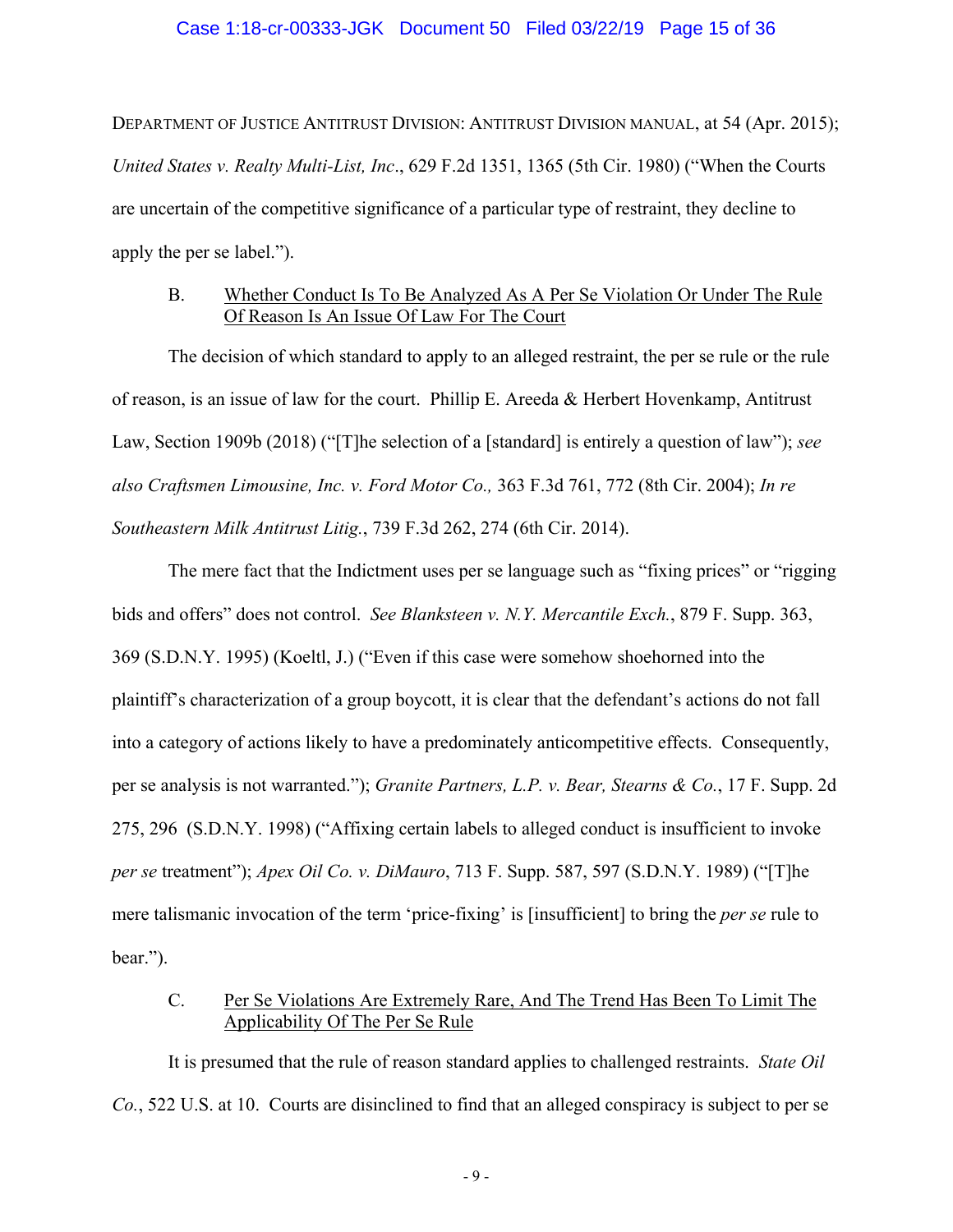DEPARTMENT OF JUSTICE ANTITRUST DIVISION: ANTITRUST DIVISION MANUAL, at 54 (Apr. 2015); *United States v. Realty Multi-List, Inc*., 629 F.2d 1351, 1365 (5th Cir. 1980) ("When the Courts are uncertain of the competitive significance of a particular type of restraint, they decline to apply the per se label.").

## B. Whether Conduct Is To Be Analyzed As A Per Se Violation Or Under The Rule Of Reason Is An Issue Of Law For The Court

The decision of which standard to apply to an alleged restraint, the per se rule or the rule of reason, is an issue of law for the court. Phillip E. Areeda & Herbert Hovenkamp, Antitrust Law, Section 1909b (2018) ("[T]he selection of a [standard] is entirely a question of law"); *see also Craftsmen Limousine, Inc. v. Ford Motor Co.,* 363 F.3d 761, 772 (8th Cir. 2004); *In re Southeastern Milk Antitrust Litig.*, 739 F.3d 262, 274 (6th Cir. 2014).

The mere fact that the Indictment uses per se language such as "fixing prices" or "rigging bids and offers" does not control. *See Blanksteen v. N.Y. Mercantile Exch.*, 879 F. Supp. 363, 369 (S.D.N.Y. 1995) (Koeltl, J.) ("Even if this case were somehow shoehorned into the plaintiff's characterization of a group boycott, it is clear that the defendant's actions do not fall into a category of actions likely to have a predominately anticompetitive effects. Consequently, per se analysis is not warranted."); *Granite Partners, L.P. v. Bear, Stearns & Co.*, 17 F. Supp. 2d 275, 296 (S.D.N.Y. 1998) ("Affixing certain labels to alleged conduct is insufficient to invoke *per se* treatment"); *Apex Oil Co. v. DiMauro*, 713 F. Supp. 587, 597 (S.D.N.Y. 1989) ("[T]he mere talismanic invocation of the term 'price-fixing' is [insufficient] to bring the *per se* rule to bear.").

## C. Per Se Violations Are Extremely Rare, And The Trend Has Been To Limit The Applicability Of The Per Se Rule

It is presumed that the rule of reason standard applies to challenged restraints. *State Oil Co.*, 522 U.S. at 10. Courts are disinclined to find that an alleged conspiracy is subject to per se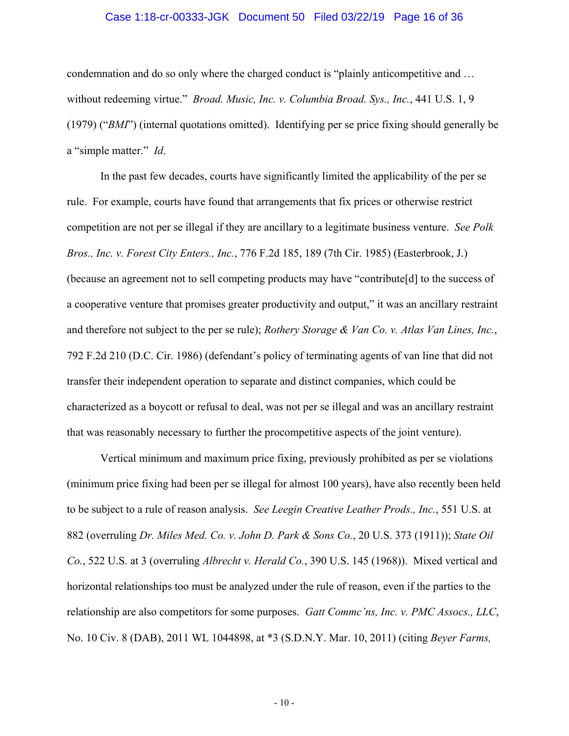condemnation and do so only where the charged conduct is "plainly anticompetitive and … without redeeming virtue." *Broad. Music, Inc. v. Columbia Broad. Sys., Inc.*, 441 U.S. 1, 9 (1979) ("*BMI*") (internal quotations omitted). Identifying per se price fixing should generally be a "simple matter." *Id*.

In the past few decades, courts have significantly limited the applicability of the per se rule. For example, courts have found that arrangements that fix prices or otherwise restrict competition are not per se illegal if they are ancillary to a legitimate business venture. *See Polk Bros., Inc. v. Forest City Enters., Inc.*, 776 F.2d 185, 189 (7th Cir. 1985) (Easterbrook, J.) (because an agreement not to sell competing products may have "contribute[d] to the success of a cooperative venture that promises greater productivity and output," it was an ancillary restraint and therefore not subject to the per se rule); *Rothery Storage & Van Co. v. Atlas Van Lines, Inc.*, 792 F.2d 210 (D.C. Cir. 1986) (defendant's policy of terminating agents of van line that did not transfer their independent operation to separate and distinct companies, which could be characterized as a boycott or refusal to deal, was not per se illegal and was an ancillary restraint that was reasonably necessary to further the procompetitive aspects of the joint venture).

Vertical minimum and maximum price fixing, previously prohibited as per se violations (minimum price fixing had been per se illegal for almost 100 years), have also recently been held to be subject to a rule of reason analysis. *See Leegin Creative Leather Prods., Inc.*, 551 U.S. at 882 (overruling *Dr. Miles Med. Co. v. John D. Park & Sons Co.*, 20 U.S. 373 (1911)); *State Oil Co.*, 522 U.S. at 3 (overruling *Albrecht v. Herald Co.*, 390 U.S. 145 (1968)). Mixed vertical and horizontal relationships too must be analyzed under the rule of reason, even if the parties to the relationship are also competitors for some purposes. *Gatt Commc'ns, Inc. v. PMC Assocs., LLC*, No. 10 Civ. 8 (DAB), 2011 WL 1044898, at *3 (S.D.N.Y. Mar. 10, 2011) (citing *Beyer Farms,*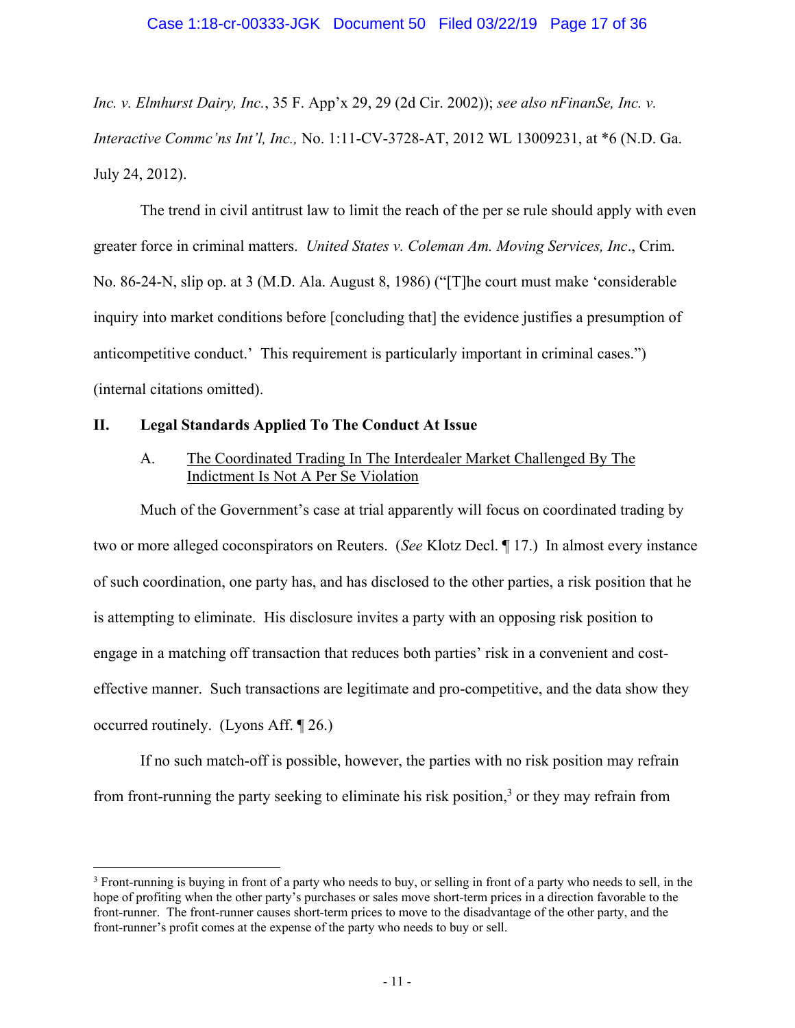*Inc. v. Elmhurst Dairy, Inc.*, 35 F. App'x 29, 29 (2d Cir. 2002)); *see also nFinanSe, Inc. v. Interactive Commc'ns Int'l, Inc.,* No. 1:11-CV-3728-AT, 2012 WL 13009231, at *6 (N.D. Ga. July 24, 2012).

The trend in civil antitrust law to limit the reach of the per se rule should apply with even greater force in criminal matters. *United States v. Coleman Am. Moving Services, Inc*., Crim. No. 86-24-N, slip op. at 3 (M.D. Ala. August 8, 1986) ("[T]he court must make 'considerable inquiry into market conditions before [concluding that] the evidence justifies a presumption of anticompetitive conduct.' This requirement is particularly important in criminal cases.") (internal citations omitted).

## II. Legal Standards Applied To The Conduct At Issue

### A. The Coordinated Trading In The Interdealer Market Challenged By The Indictment Is Not A Per Se Violation

Much of the Government's case at trial apparently will focus on coordinated trading by two or more alleged coconspirators on Reuters. (*See* Klotz Decl. ¶ 17.) In almost every instance of such coordination, one party has, and has disclosed to the other parties, a risk position that he is attempting to eliminate. His disclosure invites a party with an opposing risk position to engage in a matching off transaction that reduces both parties' risk in a convenient and cost-effective manner. Such transactions are legitimate and pro-competitive, and the data show they occurred routinely. (Lyons Aff. ¶ 26.)

If no such match-off is possible, however, the parties with no risk position may refrain from front-running the party seeking to eliminate his risk position,[3] or they may refrain from

---

[3] Front-running is buying in front of a party who needs to buy, or selling in front of a party who needs to sell, in the hope of profiting when the other party's purchases or sales move short-term prices in a direction favorable to the front-runner. The front-runner causes short-term prices to move to the disadvantage of the other party, and the front-runner's profit comes at the expense of the party who needs to buy or sell.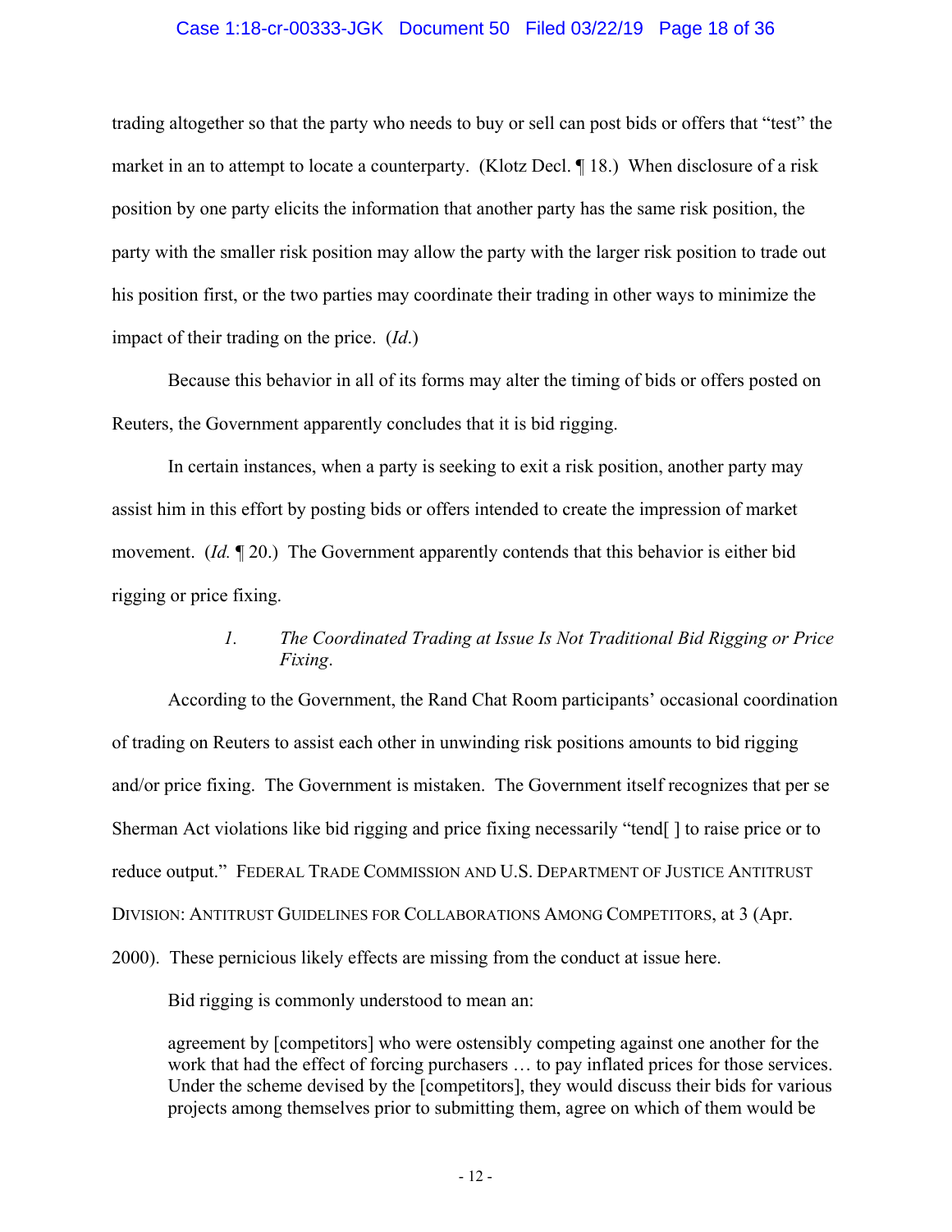trading altogether so that the party who needs to buy or sell can post bids or offers that "test" the market in an to attempt to locate a counterparty. (Klotz Decl. ¶ 18.) When disclosure of a risk position by one party elicits the information that another party has the same risk position, the party with the smaller risk position may allow the party with the larger risk position to trade out his position first, or the two parties may coordinate their trading in other ways to minimize the impact of their trading on the price. (*Id*.)

Because this behavior in all of its forms may alter the timing of bids or offers posted on Reuters, the Government apparently concludes that it is bid rigging.

In certain instances, when a party is seeking to exit a risk position, another party may assist him in this effort by posting bids or offers intended to create the impression of market movement. (*Id.* ¶ 20.) The Government apparently contends that this behavior is either bid rigging or price fixing.

#### 1. *The Coordinated Trading at Issue Is Not Traditional Bid Rigging or Price Fixing*.

According to the Government, the Rand Chat Room participants' occasional coordination of trading on Reuters to assist each other in unwinding risk positions amounts to bid rigging and/or price fixing. The Government is mistaken. The Government itself recognizes that per se Sherman Act violations like bid rigging and price fixing necessarily "tend[ ] to raise price or to reduce output." FEDERAL TRADE COMMISSION AND U.S. DEPARTMENT OF JUSTICE ANTITRUST DIVISION: ANTITRUST GUIDELINES FOR COLLABORATIONS AMONG COMPETITORS, at 3 (Apr. 2000). These pernicious likely effects are missing from the conduct at issue here.

Bid rigging is commonly understood to mean an:

> agreement by [competitors] who were ostensibly competing against one another for the work that had the effect of forcing purchasers … to pay inflated prices for those services. Under the scheme devised by the [competitors], they would discuss their bids for various projects among themselves prior to submitting them, agree on which of them would be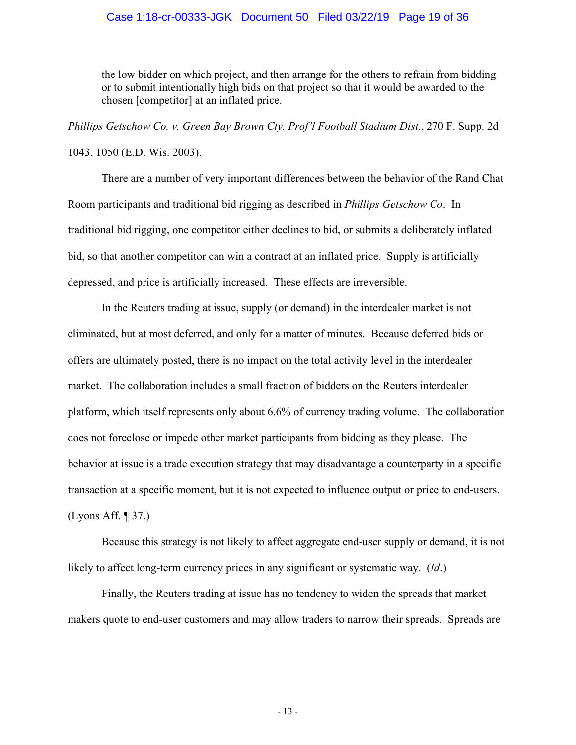> the low bidder on which project, and then arrange for the others to refrain from bidding or to submit intentionally high bids on that project so that it would be awarded to the chosen [competitor] at an inflated price.

*Phillips Getschow Co. v. Green Bay Brown Cty. Prof'l Football Stadium Dist.*, 270 F. Supp. 2d 1043, 1050 (E.D. Wis. 2003).

There are a number of very important differences between the behavior of the Rand Chat Room participants and traditional bid rigging as described in *Phillips Getschow Co*. In traditional bid rigging, one competitor either declines to bid, or submits a deliberately inflated bid, so that another competitor can win a contract at an inflated price. Supply is artificially depressed, and price is artificially increased. These effects are irreversible.

In the Reuters trading at issue, supply (or demand) in the interdealer market is not eliminated, but at most deferred, and only for a matter of minutes. Because deferred bids or offers are ultimately posted, there is no impact on the total activity level in the interdealer market. The collaboration includes a small fraction of bidders on the Reuters interdealer platform, which itself represents only about 6.6% of currency trading volume. The collaboration does not foreclose or impede other market participants from bidding as they please. The behavior at issue is a trade execution strategy that may disadvantage a counterparty in a specific transaction at a specific moment, but it is not expected to influence output or price to end-users. (Lyons Aff. ¶ 37.)

Because this strategy is not likely to affect aggregate end-user supply or demand, it is not likely to affect long-term currency prices in any significant or systematic way. (*Id*.)

Finally, the Reuters trading at issue has no tendency to widen the spreads that market makers quote to end-user customers and may allow traders to narrow their spreads. Spreads are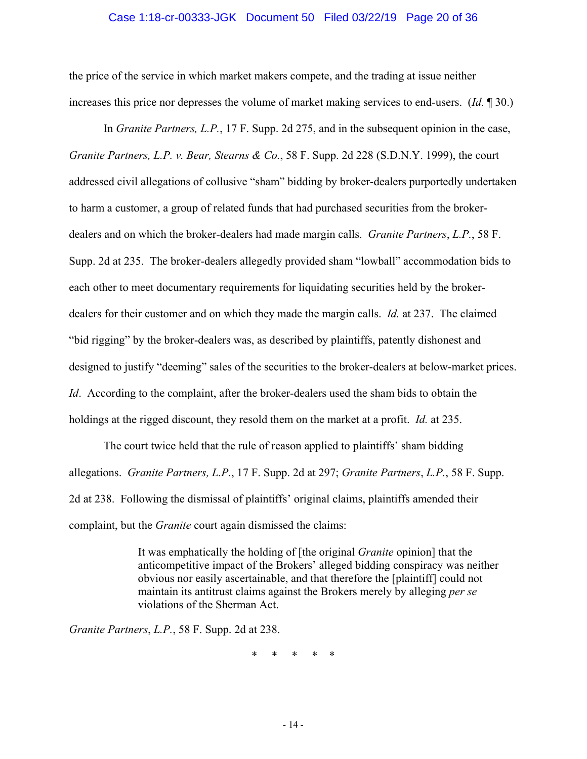the price of the service in which market makers compete, and the trading at issue neither increases this price nor depresses the volume of market making services to end-users. (*Id.* ¶ 30.)

In *Granite Partners, L.P.*, 17 F. Supp. 2d 275, and in the subsequent opinion in the case, *Granite Partners, L.P. v. Bear, Stearns & Co.*, 58 F. Supp. 2d 228 (S.D.N.Y. 1999), the court addressed civil allegations of collusive "sham" bidding by broker-dealers purportedly undertaken to harm a customer, a group of related funds that had purchased securities from the broker-dealers and on which the broker-dealers had made margin calls. *Granite Partners*, *L.P.*, 58 F. Supp. 2d at 235. The broker-dealers allegedly provided sham "lowball" accommodation bids to each other to meet documentary requirements for liquidating securities held by the broker-dealers for their customer and on which they made the margin calls. *Id.* at 237. The claimed "bid rigging" by the broker-dealers was, as described by plaintiffs, patently dishonest and designed to justify "deeming" sales of the securities to the broker-dealers at below-market prices. *Id*. According to the complaint, after the broker-dealers used the sham bids to obtain the holdings at the rigged discount, they resold them on the market at a profit. *Id.* at 235.

The court twice held that the rule of reason applied to plaintiffs' sham bidding allegations. *Granite Partners, L.P.*, 17 F. Supp. 2d at 297; *Granite Partners*, *L.P.*, 58 F. Supp. 2d at 238. Following the dismissal of plaintiffs' original claims, plaintiffs amended their complaint, but the *Granite* court again dismissed the claims:

> It was emphatically the holding of [the original *Granite* opinion] that the anticompetitive impact of the Brokers' alleged bidding conspiracy was neither obvious nor easily ascertainable, and that therefore the [plaintiff] could not maintain its antitrust claims against the Brokers merely by alleging *per se* violations of the Sherman Act.

*Granite Partners*, *L.P.*, 58 F. Supp. 2d at 238.

\* \* \* \* \*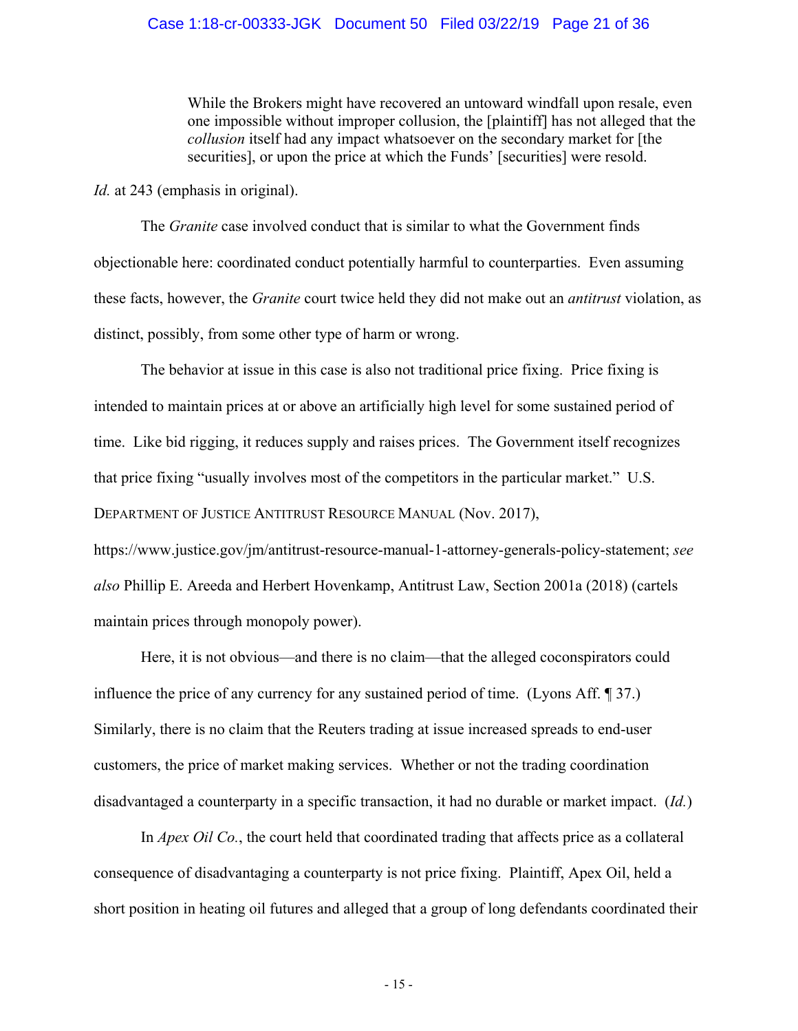> While the Brokers might have recovered an untoward windfall upon resale, even one impossible without improper collusion, the [plaintiff] has not alleged that the *collusion* itself had any impact whatsoever on the secondary market for [the securities], or upon the price at which the Funds' [securities] were resold.

*Id.* at 243 (emphasis in original).

The *Granite* case involved conduct that is similar to what the Government finds objectionable here: coordinated conduct potentially harmful to counterparties. Even assuming these facts, however, the *Granite* court twice held they did not make out an *antitrust* violation, as distinct, possibly, from some other type of harm or wrong.

The behavior at issue in this case is also not traditional price fixing. Price fixing is intended to maintain prices at or above an artificially high level for some sustained period of time. Like bid rigging, it reduces supply and raises prices. The Government itself recognizes that price fixing "usually involves most of the competitors in the particular market." U.S. DEPARTMENT OF JUSTICE ANTITRUST RESOURCE MANUAL (Nov. 2017), https://www.justice.gov/jm/antitrust-resource-manual-1-attorney-generals-policy-statement; *see also* Phillip E. Areeda and Herbert Hovenkamp, Antitrust Law, Section 2001a (2018) (cartels maintain prices through monopoly power).

Here, it is not obvious—and there is no claim—that the alleged coconspirators could influence the price of any currency for any sustained period of time. (Lyons Aff. ¶ 37.) Similarly, there is no claim that the Reuters trading at issue increased spreads to end-user customers, the price of market making services. Whether or not the trading coordination disadvantaged a counterparty in a specific transaction, it had no durable or market impact. (*Id.*)

In *Apex Oil Co.*, the court held that coordinated trading that affects price as a collateral consequence of disadvantaging a counterparty is not price fixing. Plaintiff, Apex Oil, held a short position in heating oil futures and alleged that a group of long defendants coordinated their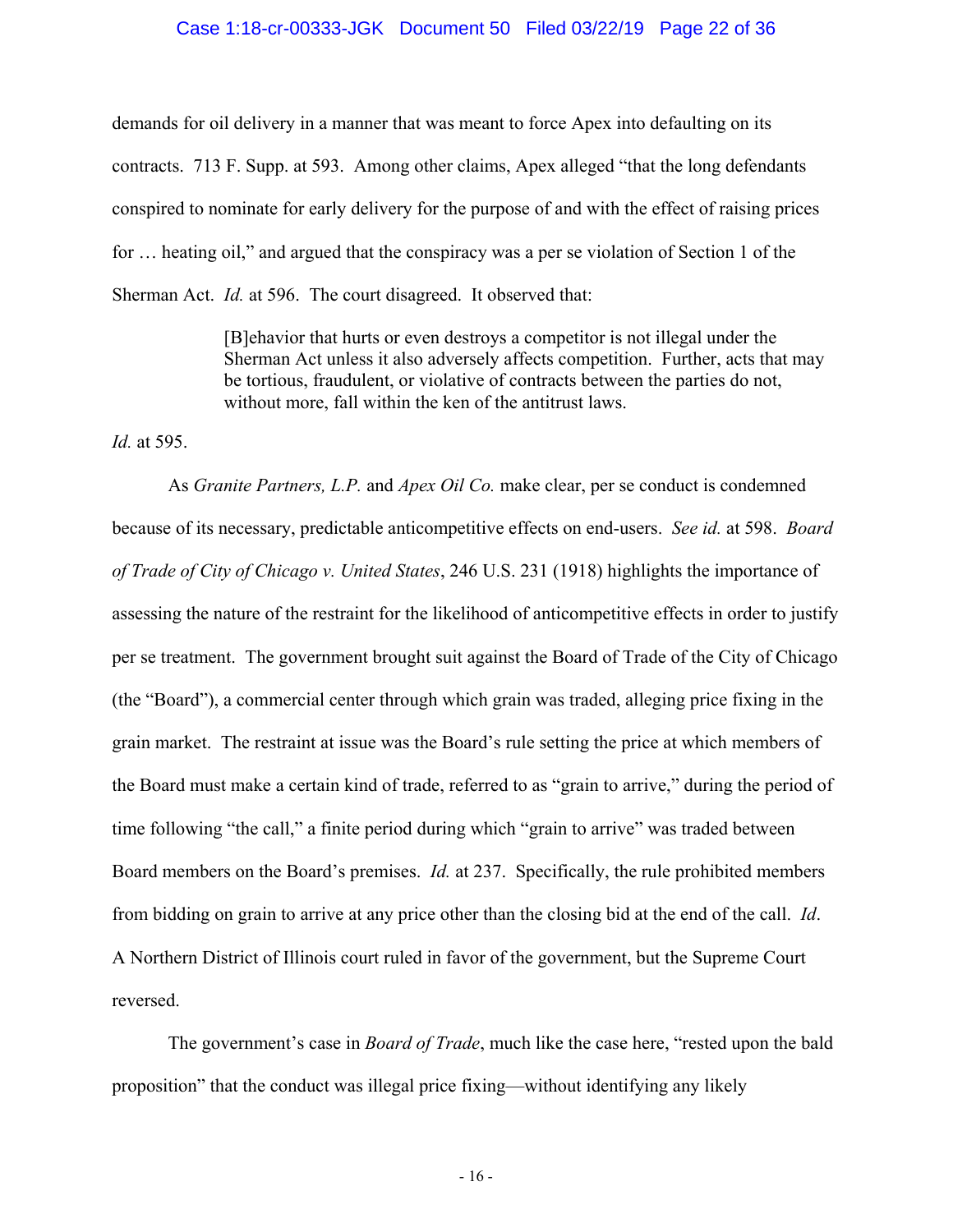demands for oil delivery in a manner that was meant to force Apex into defaulting on its contracts. 713 F. Supp. at 593. Among other claims, Apex alleged "that the long defendants conspired to nominate for early delivery for the purpose of and with the effect of raising prices for … heating oil," and argued that the conspiracy was a per se violation of Section 1 of the Sherman Act. *Id.* at 596. The court disagreed. It observed that:

> [B]ehavior that hurts or even destroys a competitor is not illegal under the Sherman Act unless it also adversely affects competition. Further, acts that may be tortious, fraudulent, or violative of contracts between the parties do not, without more, fall within the ken of the antitrust laws.

*Id.* at 595.

As *Granite Partners, L.P.* and *Apex Oil Co.* make clear, per se conduct is condemned because of its necessary, predictable anticompetitive effects on end-users. *See id.* at 598. *Board of Trade of City of Chicago v. United States*, 246 U.S. 231 (1918) highlights the importance of assessing the nature of the restraint for the likelihood of anticompetitive effects in order to justify per se treatment. The government brought suit against the Board of Trade of the City of Chicago (the "Board"), a commercial center through which grain was traded, alleging price fixing in the grain market. The restraint at issue was the Board's rule setting the price at which members of the Board must make a certain kind of trade, referred to as "grain to arrive," during the period of time following "the call," a finite period during which "grain to arrive" was traded between Board members on the Board's premises. *Id.* at 237. Specifically, the rule prohibited members from bidding on grain to arrive at any price other than the closing bid at the end of the call. *Id*. A Northern District of Illinois court ruled in favor of the government, but the Supreme Court reversed.

The government's case in *Board of Trade*, much like the case here, "rested upon the bald proposition" that the conduct was illegal price fixing—without identifying any likely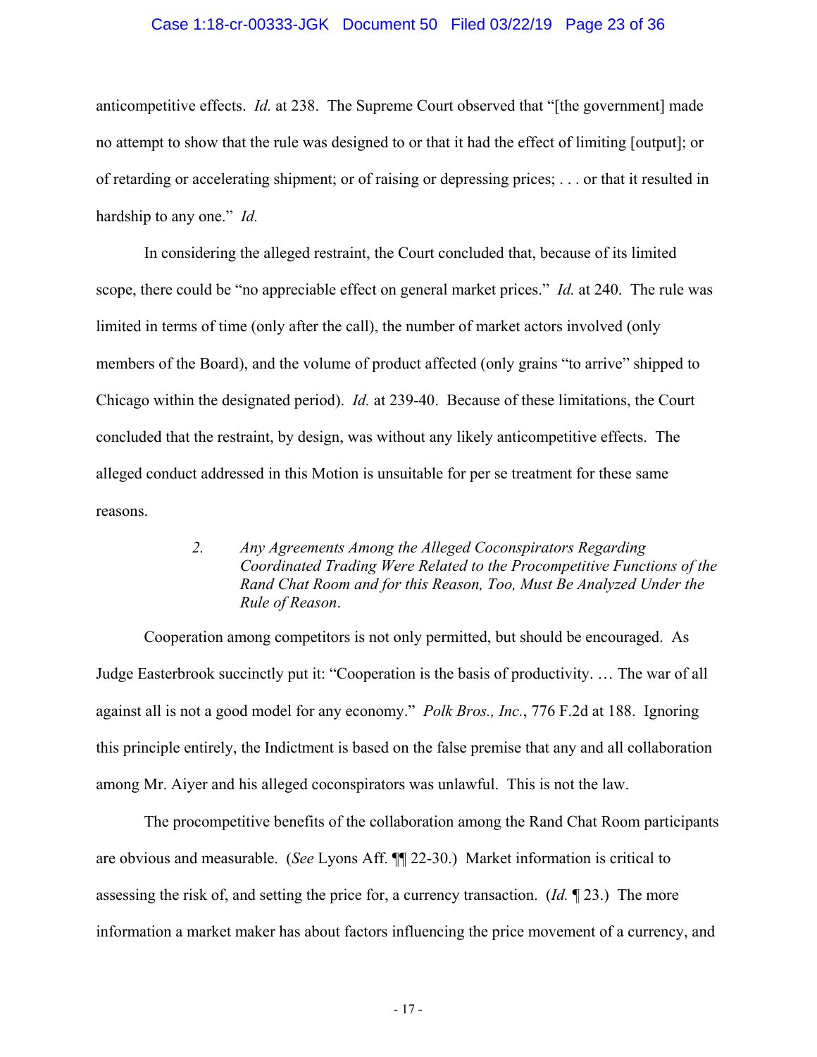anticompetitive effects. *Id.* at 238. The Supreme Court observed that "[the government] made no attempt to show that the rule was designed to or that it had the effect of limiting [output]; or of retarding or accelerating shipment; or of raising or depressing prices; . . . or that it resulted in hardship to any one." *Id.*

In considering the alleged restraint, the Court concluded that, because of its limited scope, there could be "no appreciable effect on general market prices." *Id.* at 240. The rule was limited in terms of time (only after the call), the number of market actors involved (only members of the Board), and the volume of product affected (only grains "to arrive" shipped to Chicago within the designated period). *Id.* at 239-40. Because of these limitations, the Court concluded that the restraint, by design, was without any likely anticompetitive effects. The alleged conduct addressed in this Motion is unsuitable for per se treatment for these same reasons.

> 2. *Any Agreements Among the Alleged Coconspirators Regarding Coordinated Trading Were Related to the Procompetitive Functions of the Rand Chat Room and for this Reason, Too, Must Be Analyzed Under the Rule of Reason*.

Cooperation among competitors is not only permitted, but should be encouraged. As Judge Easterbrook succinctly put it: "Cooperation is the basis of productivity. … The war of all against all is not a good model for any economy." *Polk Bros., Inc.*, 776 F.2d at 188. Ignoring this principle entirely, the Indictment is based on the false premise that any and all collaboration among Mr. Aiyer and his alleged coconspirators was unlawful. This is not the law.

The procompetitive benefits of the collaboration among the Rand Chat Room participants are obvious and measurable. (*See* Lyons Aff. ¶¶ 22-30.) Market information is critical to assessing the risk of, and setting the price for, a currency transaction. (*Id.* ¶ 23.) The more information a market maker has about factors influencing the price movement of a currency, and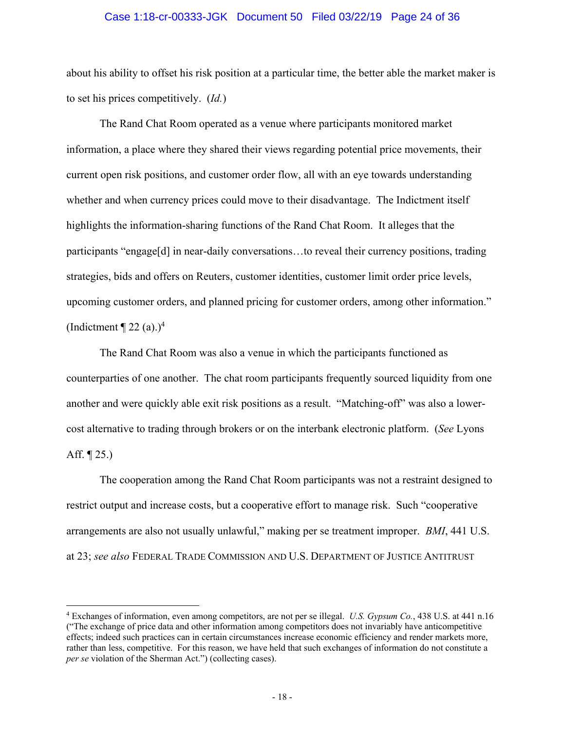about his ability to offset his risk position at a particular time, the better able the market maker is to set his prices competitively. (*Id.*)

The Rand Chat Room operated as a venue where participants monitored market information, a place where they shared their views regarding potential price movements, their current open risk positions, and customer order flow, all with an eye towards understanding whether and when currency prices could move to their disadvantage. The Indictment itself highlights the information-sharing functions of the Rand Chat Room. It alleges that the participants "engage[d] in near-daily conversations…to reveal their currency positions, trading strategies, bids and offers on Reuters, customer identities, customer limit order price levels, upcoming customer orders, and planned pricing for customer orders, among other information." (Indictment ¶ 22 (a).)[4]

The Rand Chat Room was also a venue in which the participants functioned as counterparties of one another. The chat room participants frequently sourced liquidity from one another and were quickly able exit risk positions as a result. "Matching-off" was also a lower-cost alternative to trading through brokers or on the interbank electronic platform. (*See* Lyons Aff. ¶ 25.)

The cooperation among the Rand Chat Room participants was not a restraint designed to restrict output and increase costs, but a cooperative effort to manage risk. Such "cooperative arrangements are also not usually unlawful," making per se treatment improper. *BMI*, 441 U.S. at 23; *see also* FEDERAL TRADE COMMISSION AND U.S. DEPARTMENT OF JUSTICE ANTITRUST

---

[4] Exchanges of information, even among competitors, are not per se illegal. *U.S. Gypsum Co.*, 438 U.S. at 441 n.16 ("The exchange of price data and other information among competitors does not invariably have anticompetitive effects; indeed such practices can in certain circumstances increase economic efficiency and render markets more, rather than less, competitive. For this reason, we have held that such exchanges of information do not constitute a *per se* violation of the Sherman Act.") (collecting cases).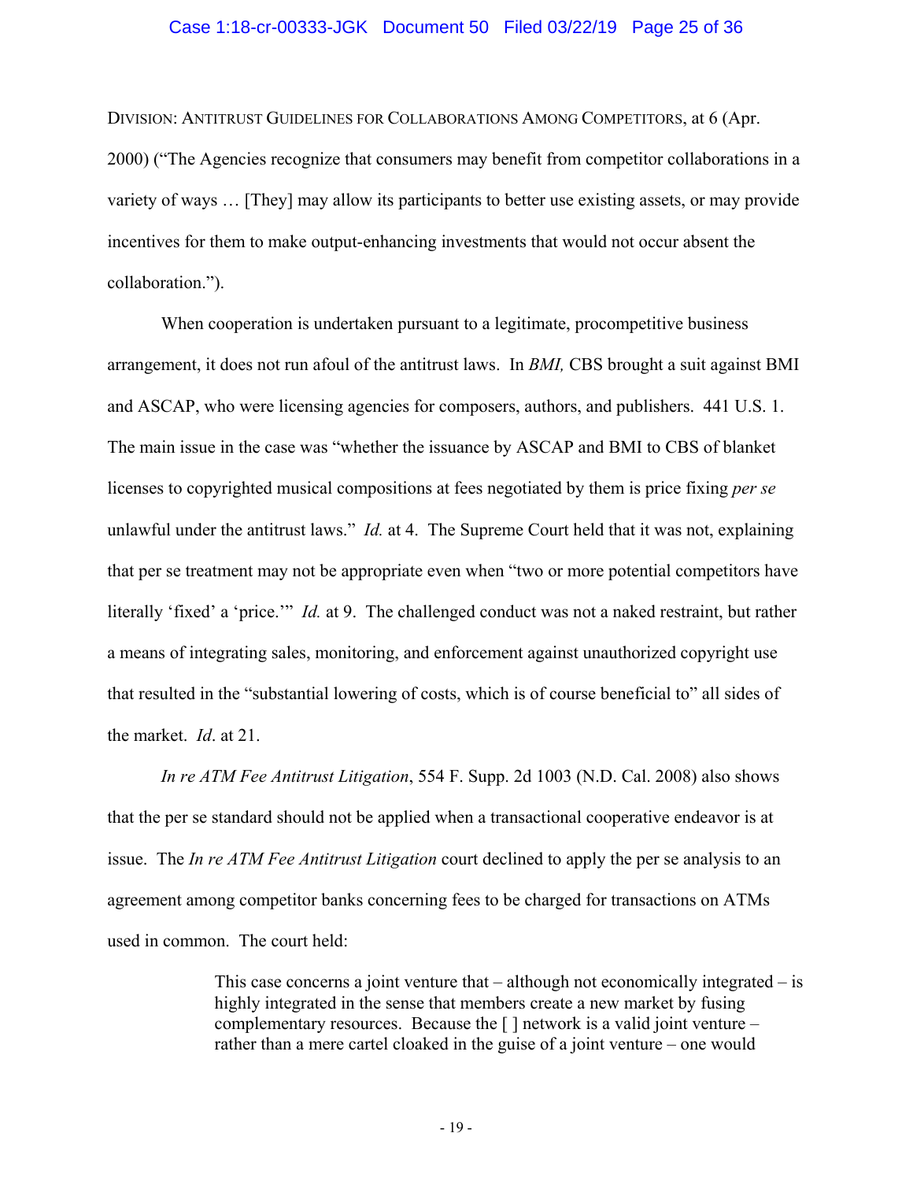DIVISION: ANTITRUST GUIDELINES FOR COLLABORATIONS AMONG COMPETITORS, at 6 (Apr. 2000) ("The Agencies recognize that consumers may benefit from competitor collaborations in a variety of ways … [They] may allow its participants to better use existing assets, or may provide incentives for them to make output-enhancing investments that would not occur absent the collaboration.").

When cooperation is undertaken pursuant to a legitimate, procompetitive business arrangement, it does not run afoul of the antitrust laws. In *BMI,* CBS brought a suit against BMI and ASCAP, who were licensing agencies for composers, authors, and publishers. 441 U.S. 1. The main issue in the case was "whether the issuance by ASCAP and BMI to CBS of blanket licenses to copyrighted musical compositions at fees negotiated by them is price fixing *per se* unlawful under the antitrust laws." *Id.* at 4. The Supreme Court held that it was not, explaining that per se treatment may not be appropriate even when "two or more potential competitors have literally 'fixed' a 'price.'" *Id.* at 9. The challenged conduct was not a naked restraint, but rather a means of integrating sales, monitoring, and enforcement against unauthorized copyright use that resulted in the "substantial lowering of costs, which is of course beneficial to" all sides of the market. *Id*. at 21.

*In re ATM Fee Antitrust Litigation*, 554 F. Supp. 2d 1003 (N.D. Cal. 2008) also shows that the per se standard should not be applied when a transactional cooperative endeavor is at issue. The *In re ATM Fee Antitrust Litigation* court declined to apply the per se analysis to an agreement among competitor banks concerning fees to be charged for transactions on ATMs used in common. The court held:

> This case concerns a joint venture that – although not economically integrated – is highly integrated in the sense that members create a new market by fusing complementary resources. Because the [ ] network is a valid joint venture – rather than a mere cartel cloaked in the guise of a joint venture – one would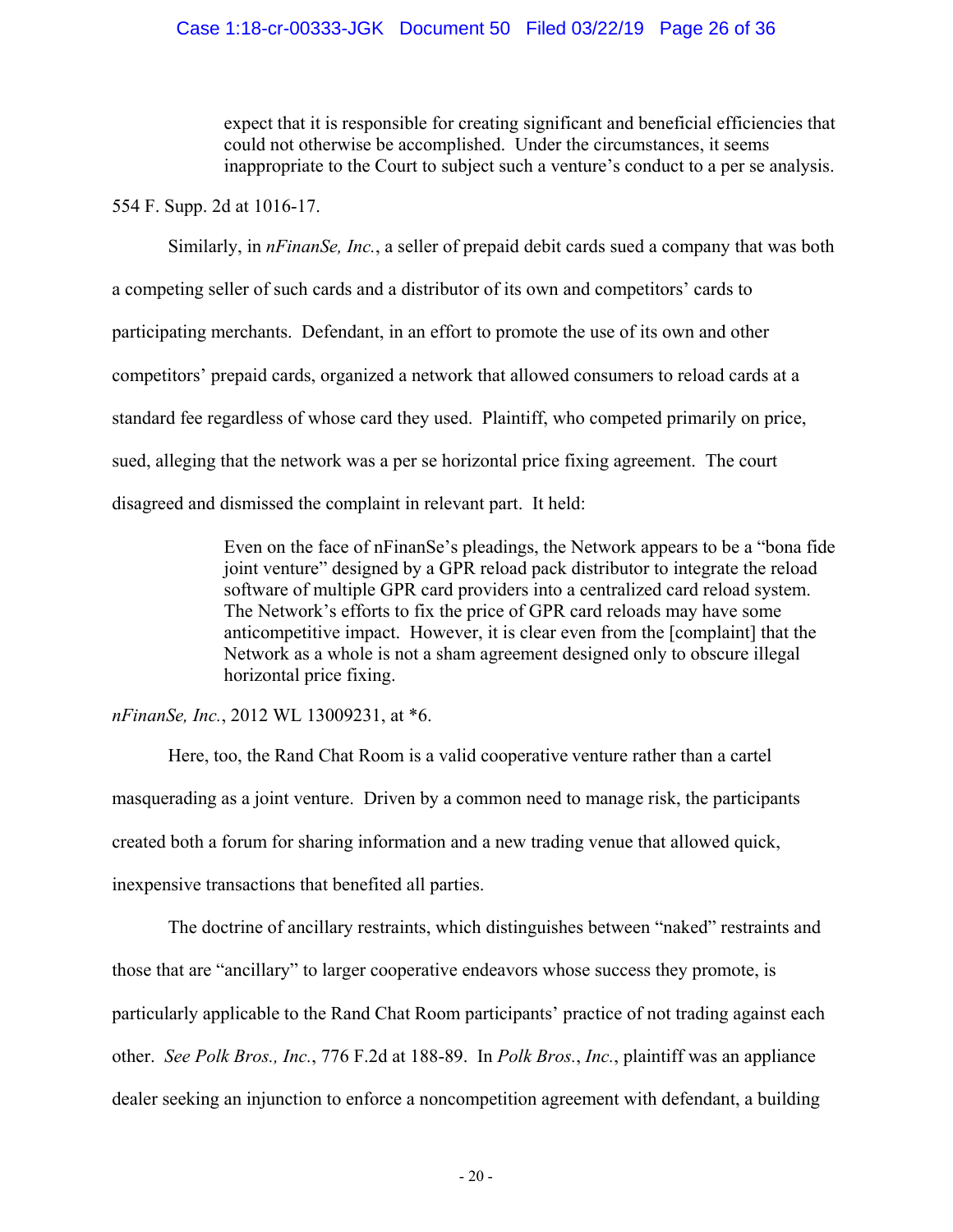> expect that it is responsible for creating significant and beneficial efficiencies that could not otherwise be accomplished. Under the circumstances, it seems inappropriate to the Court to subject such a venture's conduct to a per se analysis.

554 F. Supp. 2d at 1016-17.

Similarly, in *nFinanSe, Inc.*, a seller of prepaid debit cards sued a company that was both a competing seller of such cards and a distributor of its own and competitors' cards to participating merchants. Defendant, in an effort to promote the use of its own and other competitors' prepaid cards, organized a network that allowed consumers to reload cards at a standard fee regardless of whose card they used. Plaintiff, who competed primarily on price, sued, alleging that the network was a per se horizontal price fixing agreement. The court disagreed and dismissed the complaint in relevant part. It held:

> Even on the face of nFinanSe's pleadings, the Network appears to be a "bona fide joint venture" designed by a GPR reload pack distributor to integrate the reload software of multiple GPR card providers into a centralized card reload system. The Network's efforts to fix the price of GPR card reloads may have some anticompetitive impact. However, it is clear even from the [complaint] that the Network as a whole is not a sham agreement designed only to obscure illegal horizontal price fixing.

*nFinanSe, Inc.*, 2012 WL 13009231, at *6.

Here, too, the Rand Chat Room is a valid cooperative venture rather than a cartel masquerading as a joint venture. Driven by a common need to manage risk, the participants created both a forum for sharing information and a new trading venue that allowed quick, inexpensive transactions that benefited all parties.

The doctrine of ancillary restraints, which distinguishes between "naked" restraints and those that are "ancillary" to larger cooperative endeavors whose success they promote, is particularly applicable to the Rand Chat Room participants' practice of not trading against each other. *See Polk Bros., Inc.*, 776 F.2d at 188-89. In *Polk Bros., Inc.*, plaintiff was an appliance dealer seeking an injunction to enforce a noncompetition agreement with defendant, a building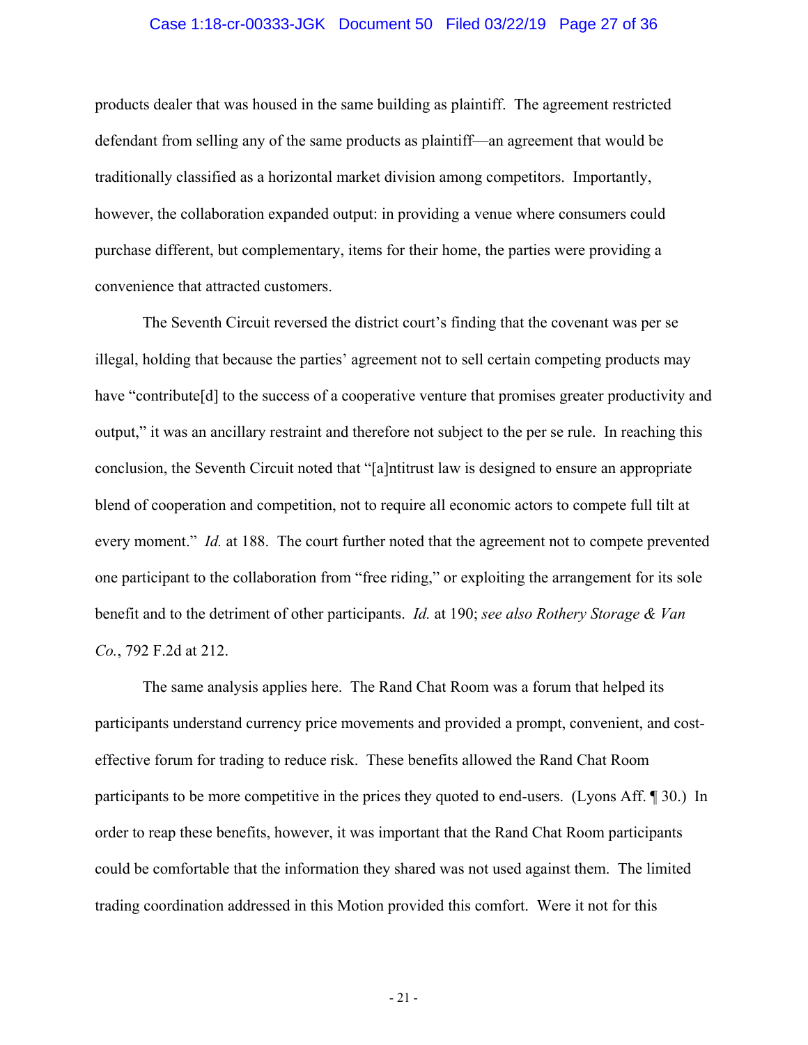products dealer that was housed in the same building as plaintiff. The agreement restricted defendant from selling any of the same products as plaintiff—an agreement that would be traditionally classified as a horizontal market division among competitors. Importantly, however, the collaboration expanded output: in providing a venue where consumers could purchase different, but complementary, items for their home, the parties were providing a convenience that attracted customers.

The Seventh Circuit reversed the district court's finding that the covenant was per se illegal, holding that because the parties' agreement not to sell certain competing products may have "contribute[d] to the success of a cooperative venture that promises greater productivity and output," it was an ancillary restraint and therefore not subject to the per se rule. In reaching this conclusion, the Seventh Circuit noted that "[a]ntitrust law is designed to ensure an appropriate blend of cooperation and competition, not to require all economic actors to compete full tilt at every moment." *Id.* at 188. The court further noted that the agreement not to compete prevented one participant to the collaboration from "free riding," or exploiting the arrangement for its sole benefit and to the detriment of other participants. *Id.* at 190; *see also Rothery Storage & Van Co.*, 792 F.2d at 212.

The same analysis applies here. The Rand Chat Room was a forum that helped its participants understand currency price movements and provided a prompt, convenient, and cost-effective forum for trading to reduce risk. These benefits allowed the Rand Chat Room participants to be more competitive in the prices they quoted to end-users. (Lyons Aff. ¶ 30.) In order to reap these benefits, however, it was important that the Rand Chat Room participants could be comfortable that the information they shared was not used against them. The limited trading coordination addressed in this Motion provided this comfort. Were it not for this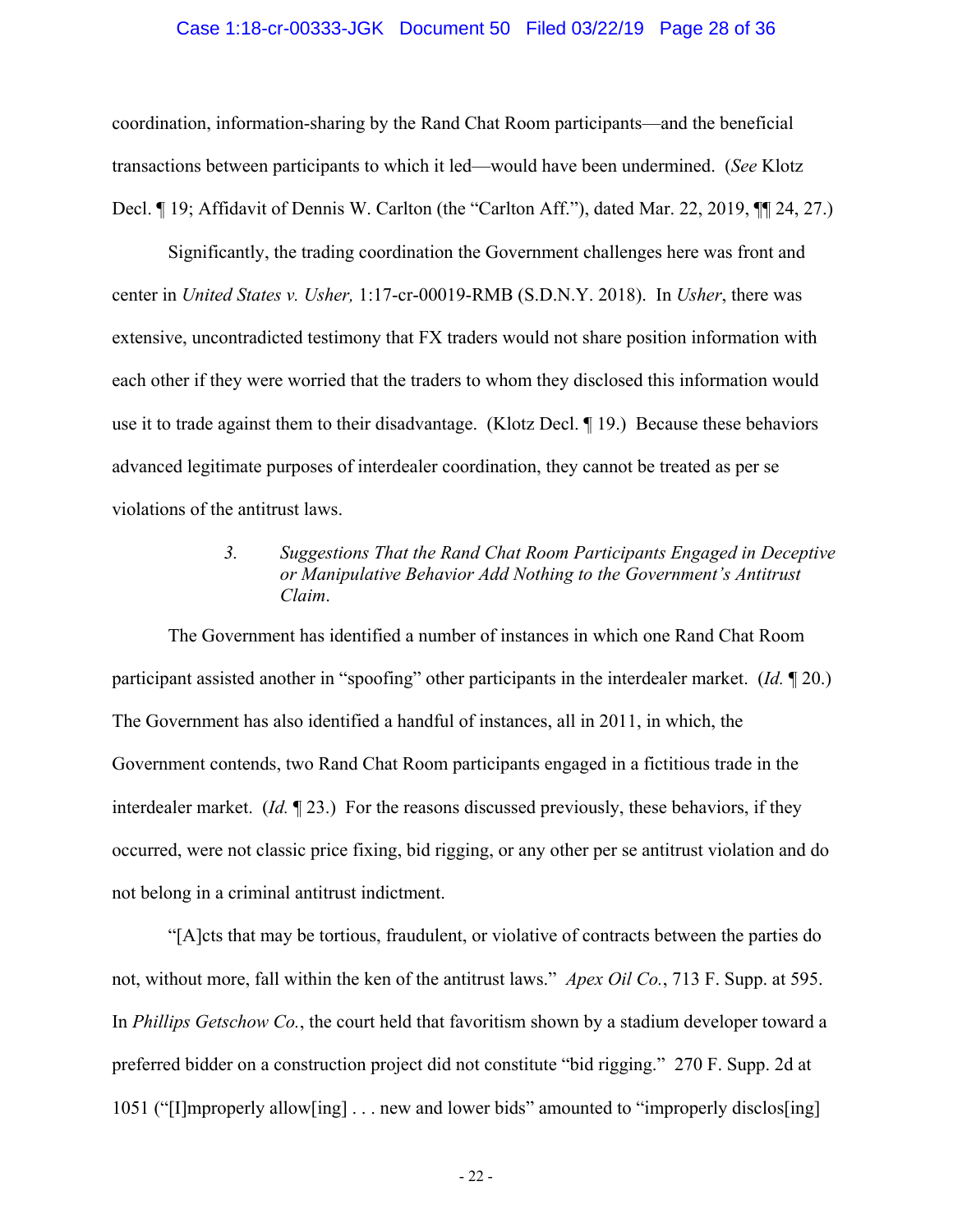coordination, information-sharing by the Rand Chat Room participants—and the beneficial transactions between participants to which it led—would have been undermined. (*See* Klotz Decl. ¶ 19; Affidavit of Dennis W. Carlton (the "Carlton Aff."), dated Mar. 22, 2019, ¶¶ 24, 27.)

Significantly, the trading coordination the Government challenges here was front and center in *United States v. Usher,* 1:17-cr-00019-RMB (S.D.N.Y. 2018). In *Usher*, there was extensive, uncontradicted testimony that FX traders would not share position information with each other if they were worried that the traders to whom they disclosed this information would use it to trade against them to their disadvantage. (Klotz Decl. ¶ 19.) Because these behaviors advanced legitimate purposes of interdealer coordination, they cannot be treated as per se violations of the antitrust laws.

### 3. *Suggestions That the Rand Chat Room Participants Engaged in Deceptive or Manipulative Behavior Add Nothing to the Government's Antitrust Claim*.

The Government has identified a number of instances in which one Rand Chat Room participant assisted another in "spoofing" other participants in the interdealer market. (*Id.* ¶ 20.) The Government has also identified a handful of instances, all in 2011, in which, the Government contends, two Rand Chat Room participants engaged in a fictitious trade in the interdealer market. (*Id.* ¶ 23.) For the reasons discussed previously, these behaviors, if they occurred, were not classic price fixing, bid rigging, or any other per se antitrust violation and do not belong in a criminal antitrust indictment.

"[A]cts that may be tortious, fraudulent, or violative of contracts between the parties do not, without more, fall within the ken of the antitrust laws." *Apex Oil Co.*, 713 F. Supp. at 595. In *Phillips Getschow Co.*, the court held that favoritism shown by a stadium developer toward a preferred bidder on a construction project did not constitute "bid rigging." 270 F. Supp. 2d at 1051 ("[I]mproperly allow[ing] . . . new and lower bids" amounted to "improperly disclos[ing]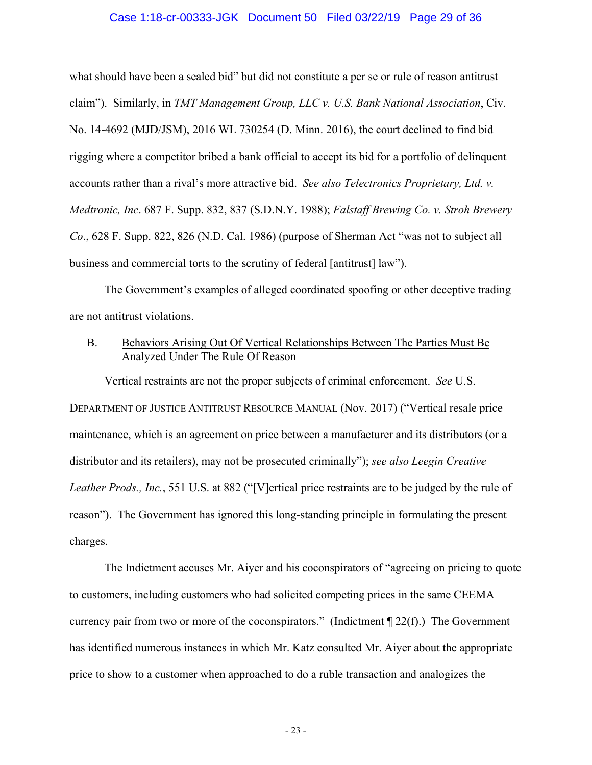what should have been a sealed bid" but did not constitute a per se or rule of reason antitrust claim"). Similarly, in *TMT Management Group, LLC v. U.S. Bank National Association*, Civ. No. 14-4692 (MJD/JSM), 2016 WL 730254 (D. Minn. 2016), the court declined to find bid rigging where a competitor bribed a bank official to accept its bid for a portfolio of delinquent accounts rather than a rival's more attractive bid. *See also Telectronics Proprietary, Ltd. v. Medtronic, Inc*. 687 F. Supp. 832, 837 (S.D.N.Y. 1988); *Falstaff Brewing Co. v. Stroh Brewery Co*., 628 F. Supp. 822, 826 (N.D. Cal. 1986) (purpose of Sherman Act "was not to subject all business and commercial torts to the scrutiny of federal [antitrust] law").

The Government's examples of alleged coordinated spoofing or other deceptive trading are not antitrust violations.

B. <u>Behaviors Arising Out Of Vertical Relationships Between The Parties Must Be Analyzed Under The Rule Of Reason</u>

Vertical restraints are not the proper subjects of criminal enforcement. *See* U.S. DEPARTMENT OF JUSTICE ANTITRUST RESOURCE MANUAL (Nov. 2017) ("Vertical resale price maintenance, which is an agreement on price between a manufacturer and its distributors (or a distributor and its retailers), may not be prosecuted criminally"); *see also Leegin Creative Leather Prods., Inc.*, 551 U.S. at 882 ("[V]ertical price restraints are to be judged by the rule of reason"). The Government has ignored this long-standing principle in formulating the present charges.

The Indictment accuses Mr. Aiyer and his coconspirators of "agreeing on pricing to quote to customers, including customers who had solicited competing prices in the same CEEMA currency pair from two or more of the coconspirators." (Indictment ¶ 22(f).) The Government has identified numerous instances in which Mr. Katz consulted Mr. Aiyer about the appropriate price to show to a customer when approached to do a ruble transaction and analogizes the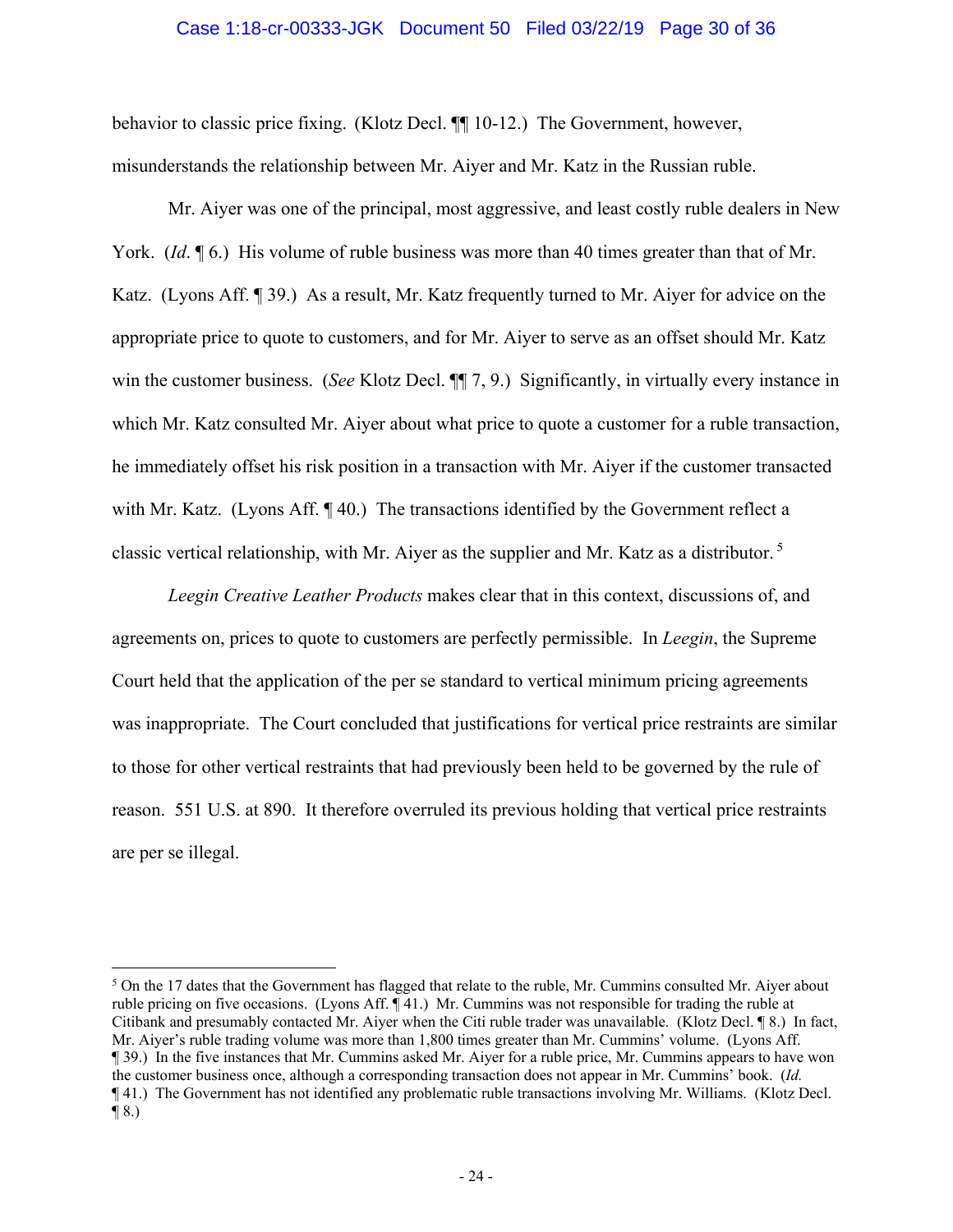behavior to classic price fixing. (Klotz Decl. ¶¶ 10-12.) The Government, however, misunderstands the relationship between Mr. Aiyer and Mr. Katz in the Russian ruble.

Mr. Aiyer was one of the principal, most aggressive, and least costly ruble dealers in New York. (*Id*. ¶ 6.) His volume of ruble business was more than 40 times greater than that of Mr. Katz. (Lyons Aff. ¶ 39.) As a result, Mr. Katz frequently turned to Mr. Aiyer for advice on the appropriate price to quote to customers, and for Mr. Aiyer to serve as an offset should Mr. Katz win the customer business. (*See* Klotz Decl. ¶¶ 7, 9.) Significantly, in virtually every instance in which Mr. Katz consulted Mr. Aiyer about what price to quote a customer for a ruble transaction, he immediately offset his risk position in a transaction with Mr. Aiyer if the customer transacted with Mr. Katz. (Lyons Aff. ¶ 40.) The transactions identified by the Government reflect a classic vertical relationship, with Mr. Aiyer as the supplier and Mr. Katz as a distributor.[5]

*Leegin Creative Leather Products* makes clear that in this context, discussions of, and agreements on, prices to quote to customers are perfectly permissible. In *Leegin*, the Supreme Court held that the application of the per se standard to vertical minimum pricing agreements was inappropriate. The Court concluded that justifications for vertical price restraints are similar to those for other vertical restraints that had previously been held to be governed by the rule of reason. 551 U.S. at 890. It therefore overruled its previous holding that vertical price restraints are per se illegal.

---

[5] On the 17 dates that the Government has flagged that relate to the ruble, Mr. Cummins consulted Mr. Aiyer about ruble pricing on five occasions. (Lyons Aff. ¶ 41.) Mr. Cummins was not responsible for trading the ruble at Citibank and presumably contacted Mr. Aiyer when the Citi ruble trader was unavailable. (Klotz Decl. ¶ 8.) In fact, Mr. Aiyer's ruble trading volume was more than 1,800 times greater than Mr. Cummins' volume. (Lyons Aff. ¶ 39.) In the five instances that Mr. Cummins asked Mr. Aiyer for a ruble price, Mr. Cummins appears to have won the customer business once, although a corresponding transaction does not appear in Mr. Cummins' book. (*Id.* ¶ 41.) The Government has not identified any problematic ruble transactions involving Mr. Williams. (Klotz Decl. ¶ 8.)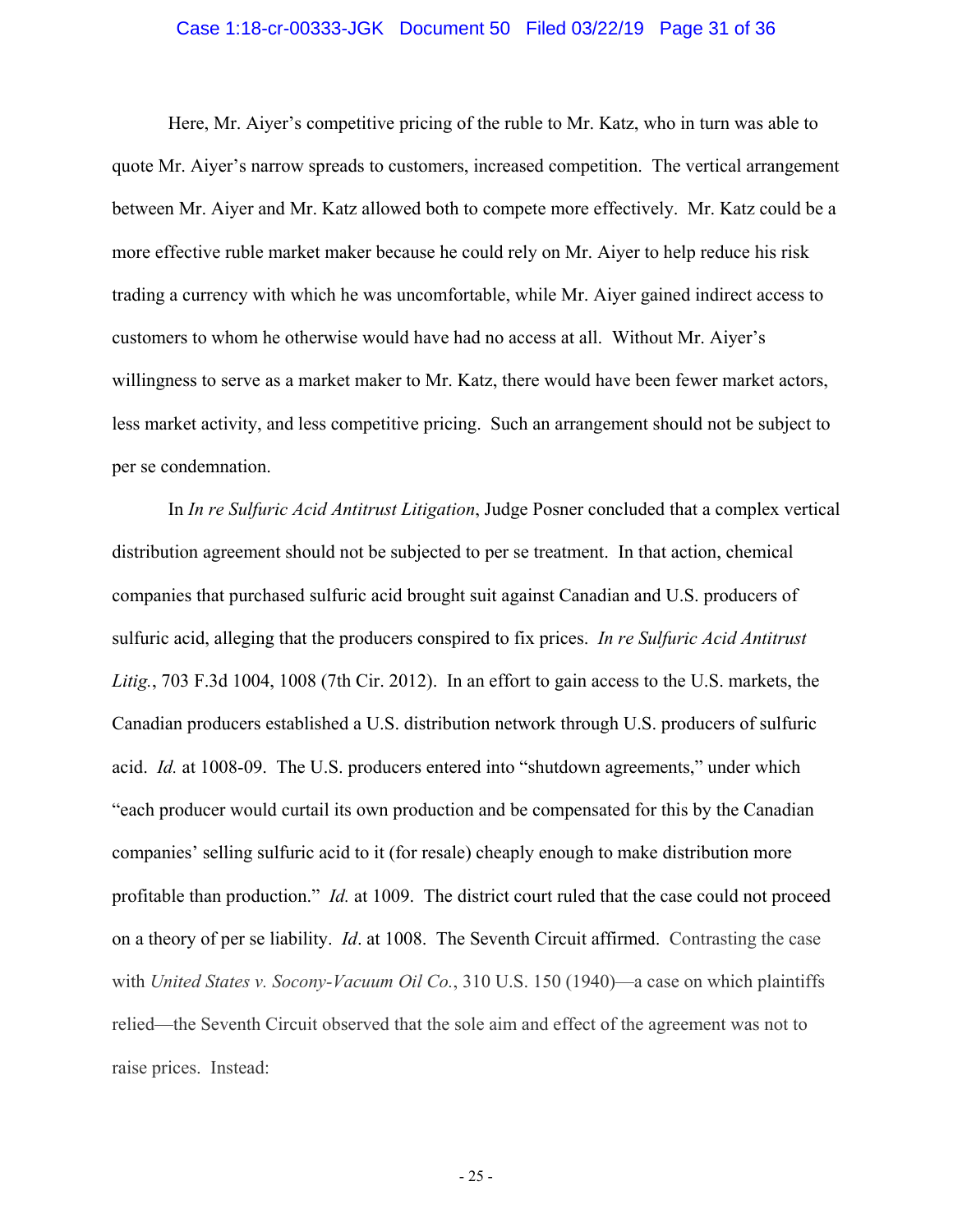Here, Mr. Aiyer's competitive pricing of the ruble to Mr. Katz, who in turn was able to quote Mr. Aiyer's narrow spreads to customers, increased competition. The vertical arrangement between Mr. Aiyer and Mr. Katz allowed both to compete more effectively. Mr. Katz could be a more effective ruble market maker because he could rely on Mr. Aiyer to help reduce his risk trading a currency with which he was uncomfortable, while Mr. Aiyer gained indirect access to customers to whom he otherwise would have had no access at all. Without Mr. Aiyer's willingness to serve as a market maker to Mr. Katz, there would have been fewer market actors, less market activity, and less competitive pricing. Such an arrangement should not be subject to per se condemnation.

In *In re Sulfuric Acid Antitrust Litigation*, Judge Posner concluded that a complex vertical distribution agreement should not be subjected to per se treatment. In that action, chemical companies that purchased sulfuric acid brought suit against Canadian and U.S. producers of sulfuric acid, alleging that the producers conspired to fix prices. *In re Sulfuric Acid Antitrust Litig.*, 703 F.3d 1004, 1008 (7th Cir. 2012). In an effort to gain access to the U.S. markets, the Canadian producers established a U.S. distribution network through U.S. producers of sulfuric acid. *Id.* at 1008-09. The U.S. producers entered into "shutdown agreements," under which "each producer would curtail its own production and be compensated for this by the Canadian companies' selling sulfuric acid to it (for resale) cheaply enough to make distribution more profitable than production." *Id.* at 1009. The district court ruled that the case could not proceed on a theory of per se liability. *Id*. at 1008. The Seventh Circuit affirmed. Contrasting the case with *United States v. Socony-Vacuum Oil Co.*, 310 U.S. 150 (1940)—a case on which plaintiffs relied—the Seventh Circuit observed that the sole aim and effect of the agreement was not to raise prices. Instead: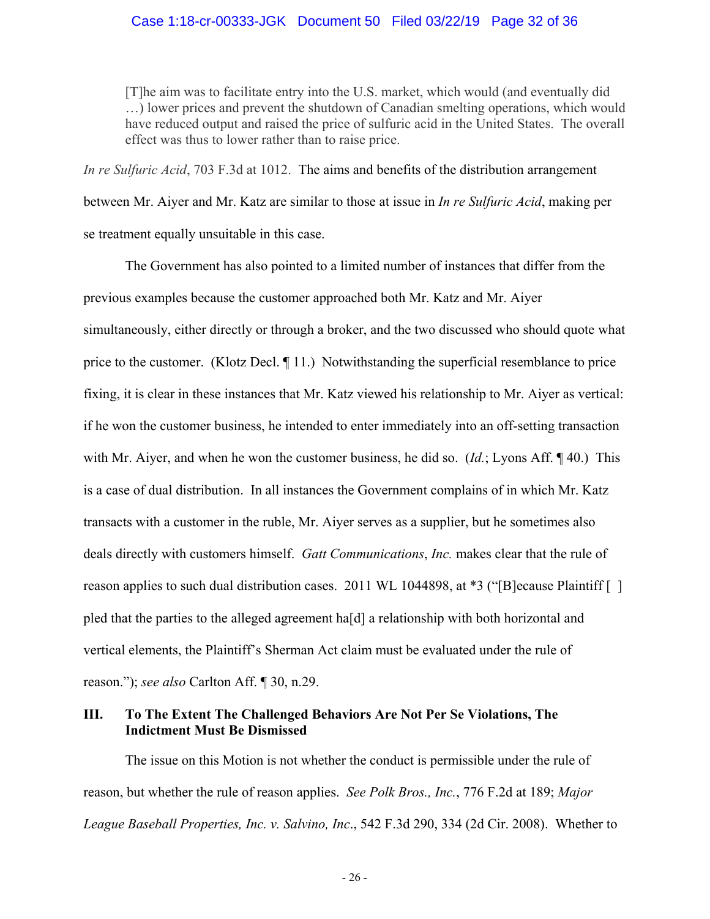> [T]he aim was to facilitate entry into the U.S. market, which would (and eventually did …) lower prices and prevent the shutdown of Canadian smelting operations, which would have reduced output and raised the price of sulfuric acid in the United States. The overall effect was thus to lower rather than to raise price.

*In re Sulfuric Acid*, 703 F.3d at 1012. The aims and benefits of the distribution arrangement between Mr. Aiyer and Mr. Katz are similar to those at issue in *In re Sulfuric Acid*, making per se treatment equally unsuitable in this case.

The Government has also pointed to a limited number of instances that differ from the previous examples because the customer approached both Mr. Katz and Mr. Aiyer simultaneously, either directly or through a broker, and the two discussed who should quote what price to the customer. (Klotz Decl. ¶ 11.) Notwithstanding the superficial resemblance to price fixing, it is clear in these instances that Mr. Katz viewed his relationship to Mr. Aiyer as vertical: if he won the customer business, he intended to enter immediately into an off-setting transaction with Mr. Aiyer, and when he won the customer business, he did so. (*Id.*; Lyons Aff. ¶ 40.) This is a case of dual distribution. In all instances the Government complains of in which Mr. Katz transacts with a customer in the ruble, Mr. Aiyer serves as a supplier, but he sometimes also deals directly with customers himself. *Gatt Communications*, *Inc.* makes clear that the rule of reason applies to such dual distribution cases. 2011 WL 1044898, at *3 ("[B]ecause Plaintiff [ ] pled that the parties to the alleged agreement ha[d] a relationship with both horizontal and vertical elements, the Plaintiff's Sherman Act claim must be evaluated under the rule of reason."); *see also* Carlton Aff. ¶ 30, n.29.

## III. To The Extent The Challenged Behaviors Are Not Per Se Violations, The Indictment Must Be Dismissed

The issue on this Motion is not whether the conduct is permissible under the rule of reason, but whether the rule of reason applies. *See Polk Bros., Inc.*, 776 F.2d at 189; *Major League Baseball Properties, Inc. v. Salvino, Inc*., 542 F.3d 290, 334 (2d Cir. 2008). Whether to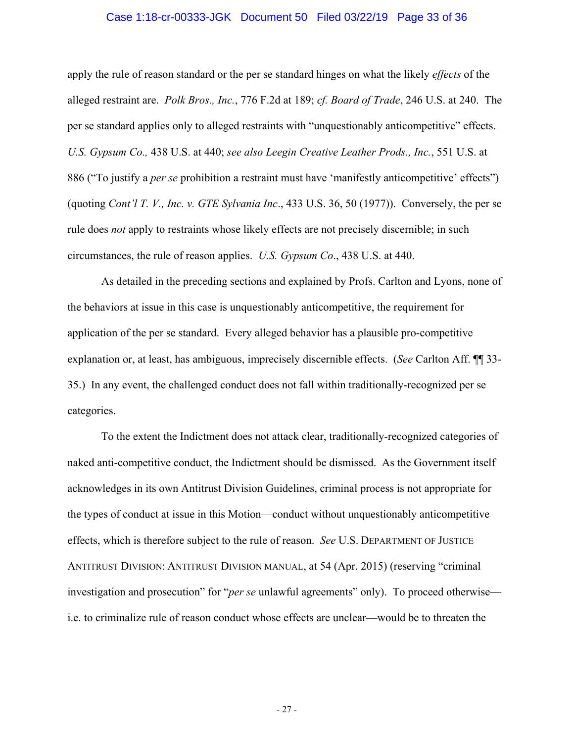apply the rule of reason standard or the per se standard hinges on what the likely *effects* of the alleged restraint are. *Polk Bros., Inc.*, 776 F.2d at 189; *cf. Board of Trade*, 246 U.S. at 240. The per se standard applies only to alleged restraints with "unquestionably anticompetitive" effects. *U.S. Gypsum Co.,* 438 U.S. at 440; *see also Leegin Creative Leather Prods., Inc.*, 551 U.S. at 886 ("To justify a *per se* prohibition a restraint must have 'manifestly anticompetitive' effects") (quoting *Cont'l T. V., Inc. v. GTE Sylvania Inc*., 433 U.S. 36, 50 (1977)). Conversely, the per se rule does *not* apply to restraints whose likely effects are not precisely discernible; in such circumstances, the rule of reason applies. *U.S. Gypsum Co*., 438 U.S. at 440.

As detailed in the preceding sections and explained by Profs. Carlton and Lyons, none of the behaviors at issue in this case is unquestionably anticompetitive, the requirement for application of the per se standard. Every alleged behavior has a plausible pro-competitive explanation or, at least, has ambiguous, imprecisely discernible effects. (*See* Carlton Aff. ¶¶ 33-35.) In any event, the challenged conduct does not fall within traditionally-recognized per se categories.

To the extent the Indictment does not attack clear, traditionally-recognized categories of naked anti-competitive conduct, the Indictment should be dismissed. As the Government itself acknowledges in its own Antitrust Division Guidelines, criminal process is not appropriate for the types of conduct at issue in this Motion—conduct without unquestionably anticompetitive effects, which is therefore subject to the rule of reason. *See* U.S. DEPARTMENT OF JUSTICE ANTITRUST DIVISION: ANTITRUST DIVISION MANUAL, at 54 (Apr. 2015) (reserving "criminal investigation and prosecution" for "*per se* unlawful agreements" only). To proceed otherwise—i.e. to criminalize rule of reason conduct whose effects are unclear—would be to threaten the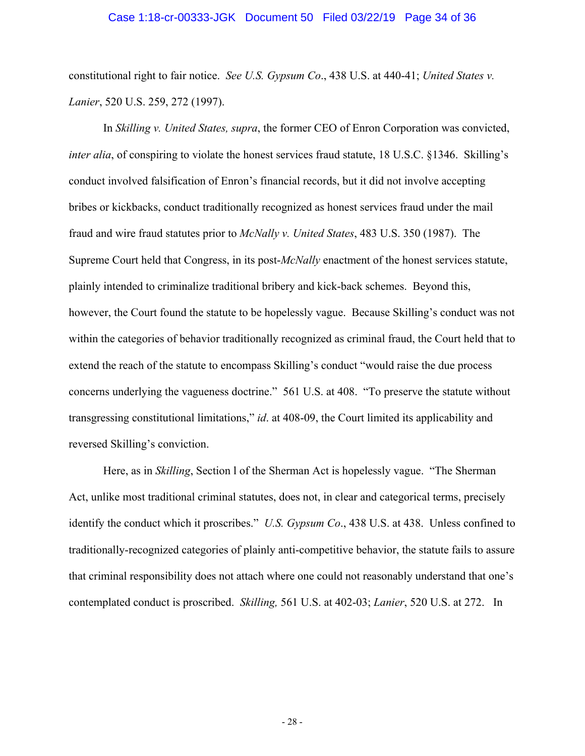constitutional right to fair notice. *See U.S. Gypsum Co*., 438 U.S. at 440-41; *United States v. Lanier*, 520 U.S. 259, 272 (1997).

In *Skilling v. United States, supra*, the former CEO of Enron Corporation was convicted, *inter alia*, of conspiring to violate the honest services fraud statute, 18 U.S.C. §1346. Skilling's conduct involved falsification of Enron's financial records, but it did not involve accepting bribes or kickbacks, conduct traditionally recognized as honest services fraud under the mail fraud and wire fraud statutes prior to *McNally v. United States*, 483 U.S. 350 (1987). The Supreme Court held that Congress, in its post-*McNally* enactment of the honest services statute, plainly intended to criminalize traditional bribery and kick-back schemes. Beyond this, however, the Court found the statute to be hopelessly vague. Because Skilling's conduct was not within the categories of behavior traditionally recognized as criminal fraud, the Court held that to extend the reach of the statute to encompass Skilling's conduct "would raise the due process concerns underlying the vagueness doctrine." 561 U.S. at 408. "To preserve the statute without transgressing constitutional limitations," *id*. at 408-09, the Court limited its applicability and reversed Skilling's conviction.

Here, as in *Skilling*, Section l of the Sherman Act is hopelessly vague. "The Sherman Act, unlike most traditional criminal statutes, does not, in clear and categorical terms, precisely identify the conduct which it proscribes." *U.S. Gypsum Co*., 438 U.S. at 438. Unless confined to traditionally-recognized categories of plainly anti-competitive behavior, the statute fails to assure that criminal responsibility does not attach where one could not reasonably understand that one's contemplated conduct is proscribed. *Skilling,* 561 U.S. at 402-03; *Lanier*, 520 U.S. at 272. In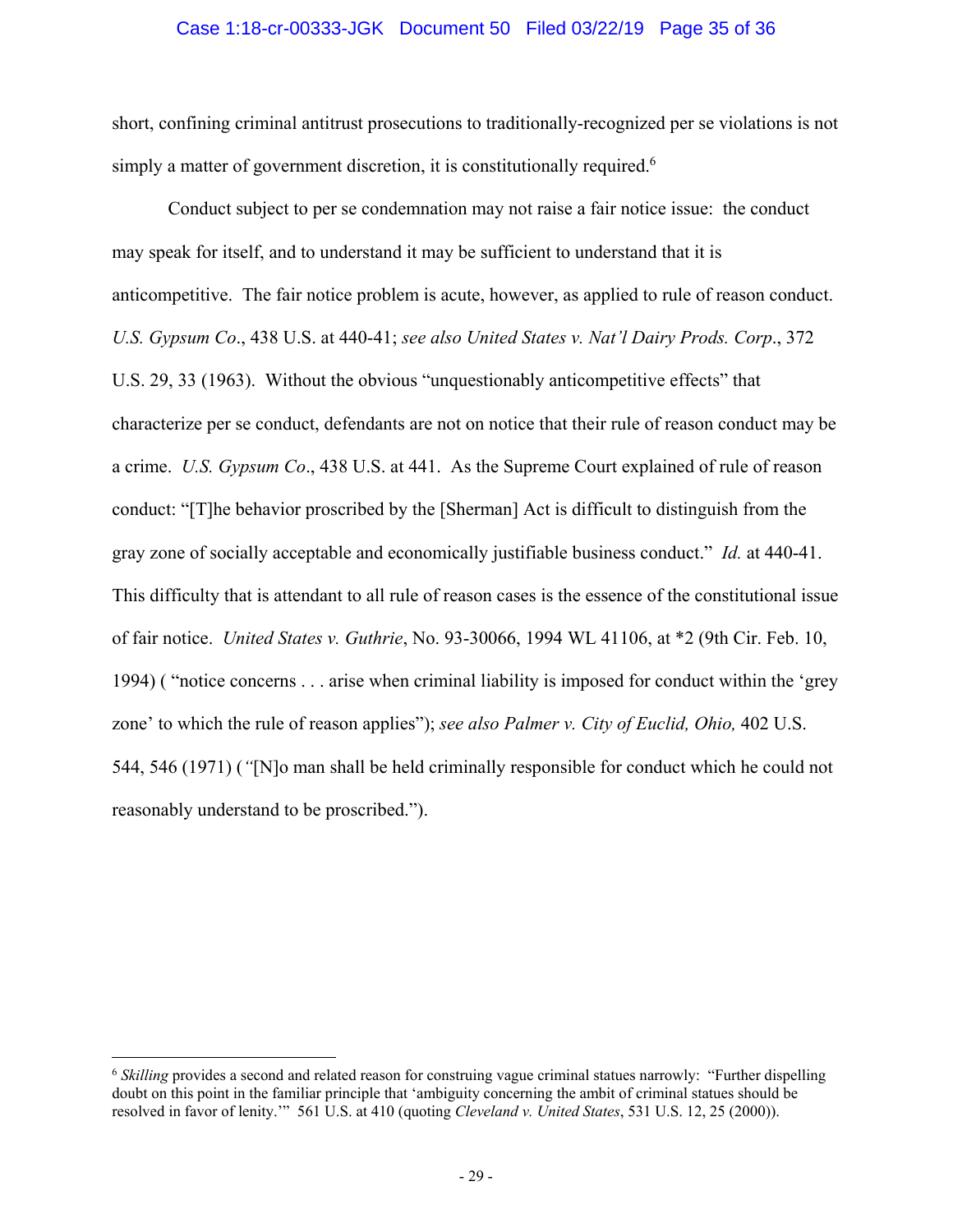short, confining criminal antitrust prosecutions to traditionally-recognized per se violations is not simply a matter of government discretion, it is constitutionally required.[6]

Conduct subject to per se condemnation may not raise a fair notice issue: the conduct may speak for itself, and to understand it may be sufficient to understand that it is anticompetitive. The fair notice problem is acute, however, as applied to rule of reason conduct. *U.S. Gypsum Co*., 438 U.S. at 440-41; *see also United States v. Nat'l Dairy Prods. Corp*., 372 U.S. 29, 33 (1963). Without the obvious "unquestionably anticompetitive effects" that characterize per se conduct, defendants are not on notice that their rule of reason conduct may be a crime. *U.S. Gypsum Co*., 438 U.S. at 441. As the Supreme Court explained of rule of reason conduct: "[T]he behavior proscribed by the [Sherman] Act is difficult to distinguish from the gray zone of socially acceptable and economically justifiable business conduct." *Id.* at 440-41. This difficulty that is attendant to all rule of reason cases is the essence of the constitutional issue of fair notice. *United States v. Guthrie*, No. 93-30066, 1994 WL 41106, at *2 (9th Cir. Feb. 10, 1994) ( "notice concerns . . . arise when criminal liability is imposed for conduct within the 'grey zone' to which the rule of reason applies"); *see also Palmer v. City of Euclid, Ohio,* 402 U.S. 544, 546 (1971) (*"*[N]o man shall be held criminally responsible for conduct which he could not reasonably understand to be proscribed.").

---

[6] *Skilling* provides a second and related reason for construing vague criminal statues narrowly: "Further dispelling doubt on this point in the familiar principle that 'ambiguity concerning the ambit of criminal statues should be resolved in favor of lenity.'" 561 U.S. at 410 (quoting *Cleveland v. United States*, 531 U.S. 12, 25 (2000)).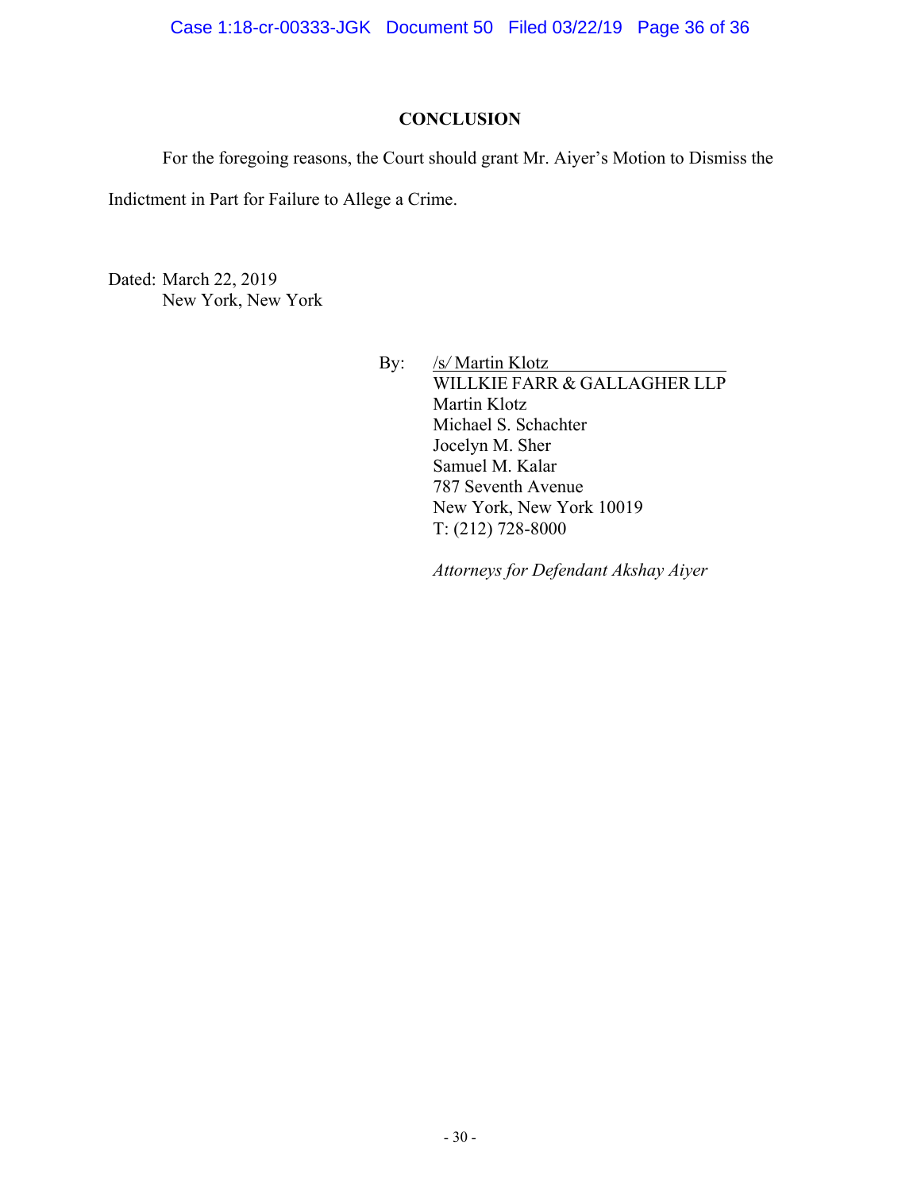## CONCLUSION

For the foregoing reasons, the Court should grant Mr. Aiyer's Motion to Dismiss the Indictment in Part for Failure to Allege a Crime.

Dated: March 22, 2019
New York, New York

By: /s/ Martin Klotz
WILLKIE FARR & GALLAGHER LLP
Martin Klotz
Michael S. Schachter
Jocelyn M. Sher
Samuel M. Kalar
787 Seventh Avenue
New York, New York 10019
T: (212) 728-8000

*Attorneys for Defendant Akshay Aiyer*